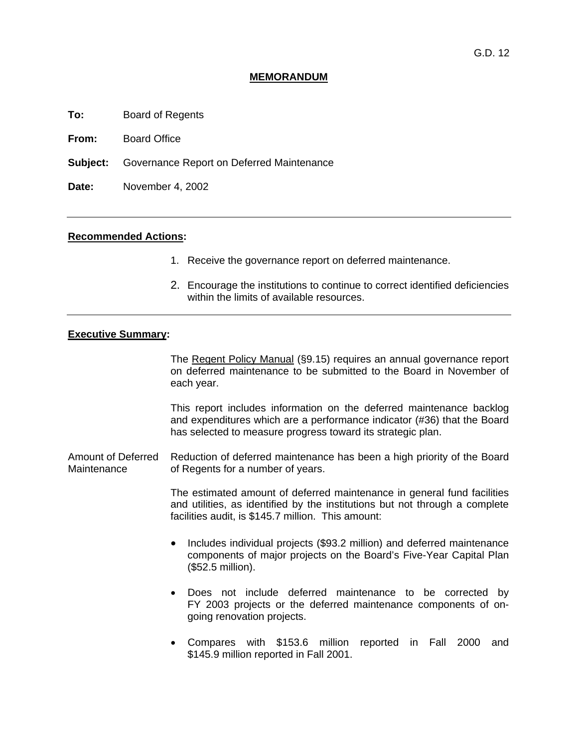G.D. 12

# MEMORANDUM

**To:** Board of Regents

**From:** Board Office

**Subject:** Governance Report on Deferred Maintenance

**Date:** November 4, 2002

---

## Recommended Actions:

1. Receive the governance report on deferred maintenance.
2. Encourage the institutions to continue to correct identified deficiencies within the limits of available resources.

---

## Executive Summary:

The Regent Policy Manual (§9.15) requires an annual governance report on deferred maintenance to be submitted to the Board in November of each year.

This report includes information on the deferred maintenance backlog and expenditures which are a performance indicator (#36) that the Board has selected to measure progress toward its strategic plan.

### Amount of Deferred Maintenance

Reduction of deferred maintenance has been a high priority of the Board of Regents for a number of years.

The estimated amount of deferred maintenance in general fund facilities and utilities, as identified by the institutions but not through a complete facilities audit, is $145.7 million. This amount:

- Includes individual projects ($93.2 million) and deferred maintenance components of major projects on the Board's Five-Year Capital Plan ($52.5 million).
- Does not include deferred maintenance to be corrected by FY 2003 projects or the deferred maintenance components of on-going renovation projects.
- Compares with $153.6 million reported in Fall 2000 and $145.9 million reported in Fall 2001.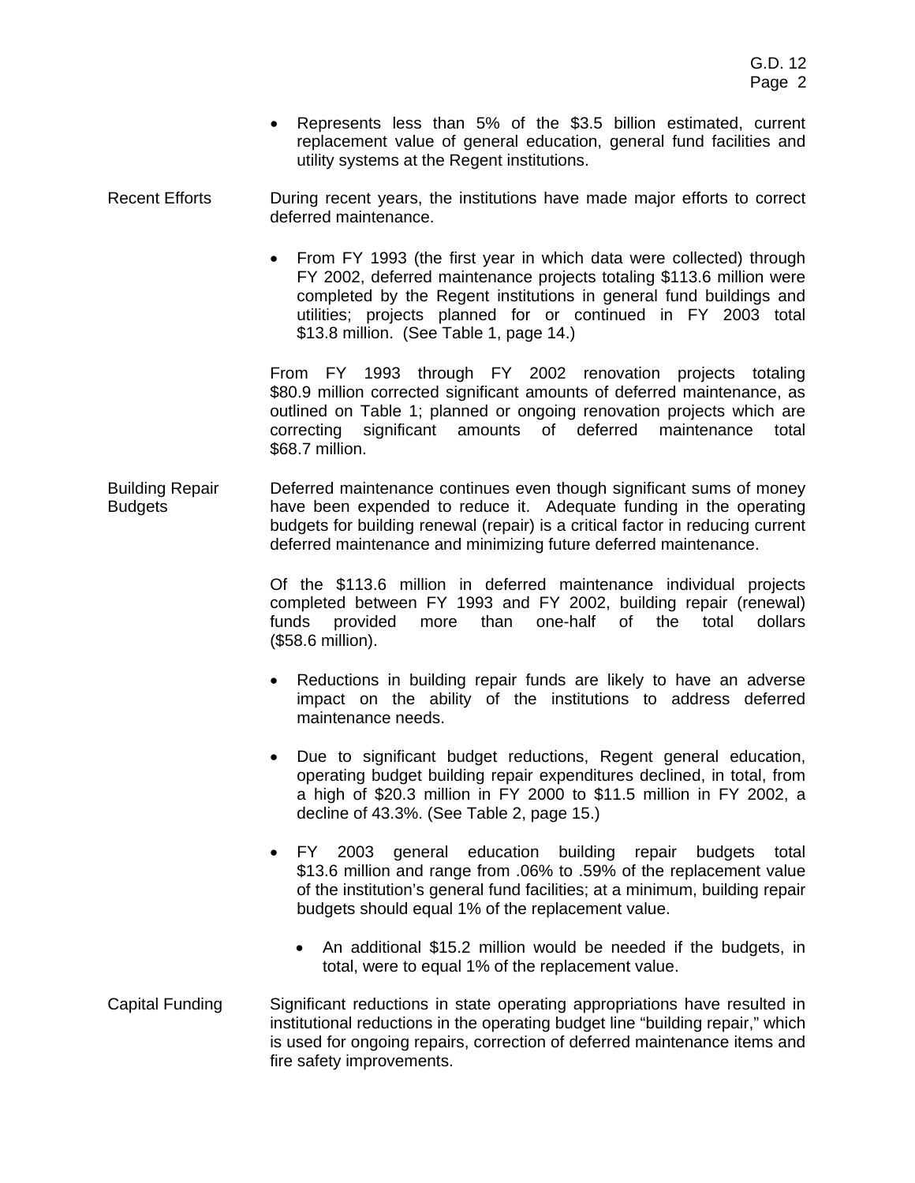- Represents less than 5% of the $3.5 billion estimated, current replacement value of general education, general fund facilities and utility systems at the Regent institutions.

**Recent Efforts**

During recent years, the institutions have made major efforts to correct deferred maintenance.

- From FY 1993 (the first year in which data were collected) through FY 2002, deferred maintenance projects totaling $113.6 million were completed by the Regent institutions in general fund buildings and utilities; projects planned for or continued in FY 2003 total $13.8 million. (See Table 1, page 14.)

From FY 1993 through FY 2002 renovation projects totaling $80.9 million corrected significant amounts of deferred maintenance, as outlined on Table 1; planned or ongoing renovation projects which are correcting significant amounts of deferred maintenance total $68.7 million.

**Building Repair Budgets**

Deferred maintenance continues even though significant sums of money have been expended to reduce it. Adequate funding in the operating budgets for building renewal (repair) is a critical factor in reducing current deferred maintenance and minimizing future deferred maintenance.

Of the $113.6 million in deferred maintenance individual projects completed between FY 1993 and FY 2002, building repair (renewal) funds provided more than one-half of the total dollars ($58.6 million).

- Reductions in building repair funds are likely to have an adverse impact on the ability of the institutions to address deferred maintenance needs.
- Due to significant budget reductions, Regent general education, operating budget building repair expenditures declined, in total, from a high of $20.3 million in FY 2000 to $11.5 million in FY 2002, a decline of 43.3%. (See Table 2, page 15.)
- FY 2003 general education building repair budgets total $13.6 million and range from .06% to .59% of the replacement value of the institution's general fund facilities; at a minimum, building repair budgets should equal 1% of the replacement value.
  - An additional $15.2 million would be needed if the budgets, in total, were to equal 1% of the replacement value.

**Capital Funding**

Significant reductions in state operating appropriations have resulted in institutional reductions in the operating budget line "building repair," which is used for ongoing repairs, correction of deferred maintenance items and fire safety improvements.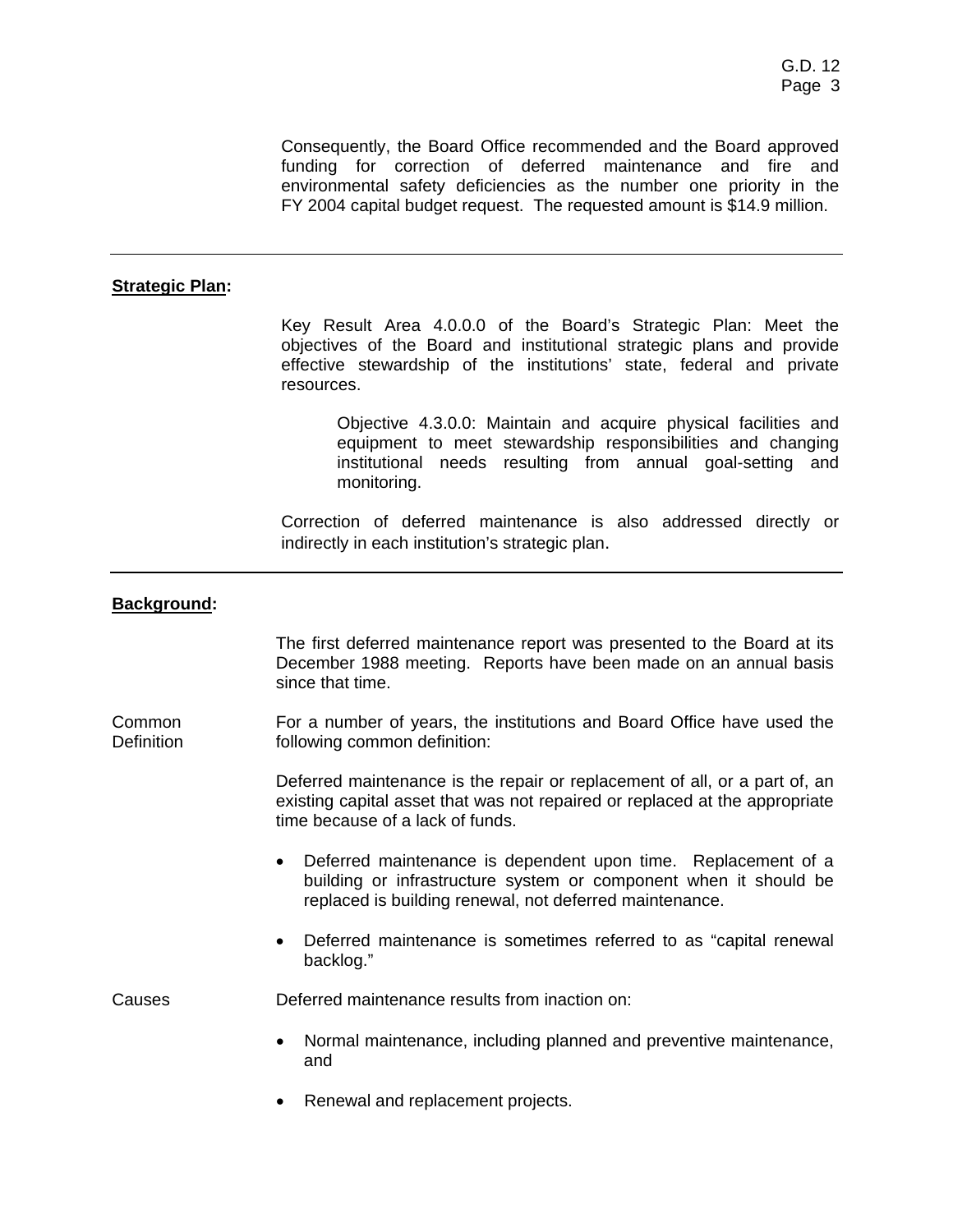Consequently, the Board Office recommended and the Board approved funding for correction of deferred maintenance and fire and environmental safety deficiencies as the number one priority in the FY 2004 capital budget request. The requested amount is $14.9 million.

---

**Strategic Plan:**

Key Result Area 4.0.0.0 of the Board's Strategic Plan: Meet the objectives of the Board and institutional strategic plans and provide effective stewardship of the institutions' state, federal and private resources.

> Objective 4.3.0.0: Maintain and acquire physical facilities and equipment to meet stewardship responsibilities and changing institutional needs resulting from annual goal-setting and monitoring.

Correction of deferred maintenance is also addressed directly or indirectly in each institution's strategic plan.

---

**Background:**

The first deferred maintenance report was presented to the Board at its December 1988 meeting. Reports have been made on an annual basis since that time.

Common Definition

For a number of years, the institutions and Board Office have used the following common definition:

Deferred maintenance is the repair or replacement of all, or a part of, an existing capital asset that was not repaired or replaced at the appropriate time because of a lack of funds.

- Deferred maintenance is dependent upon time. Replacement of a building or infrastructure system or component when it should be replaced is building renewal, not deferred maintenance.
- Deferred maintenance is sometimes referred to as "capital renewal backlog."

Causes

Deferred maintenance results from inaction on:

- Normal maintenance, including planned and preventive maintenance, and
- Renewal and replacement projects.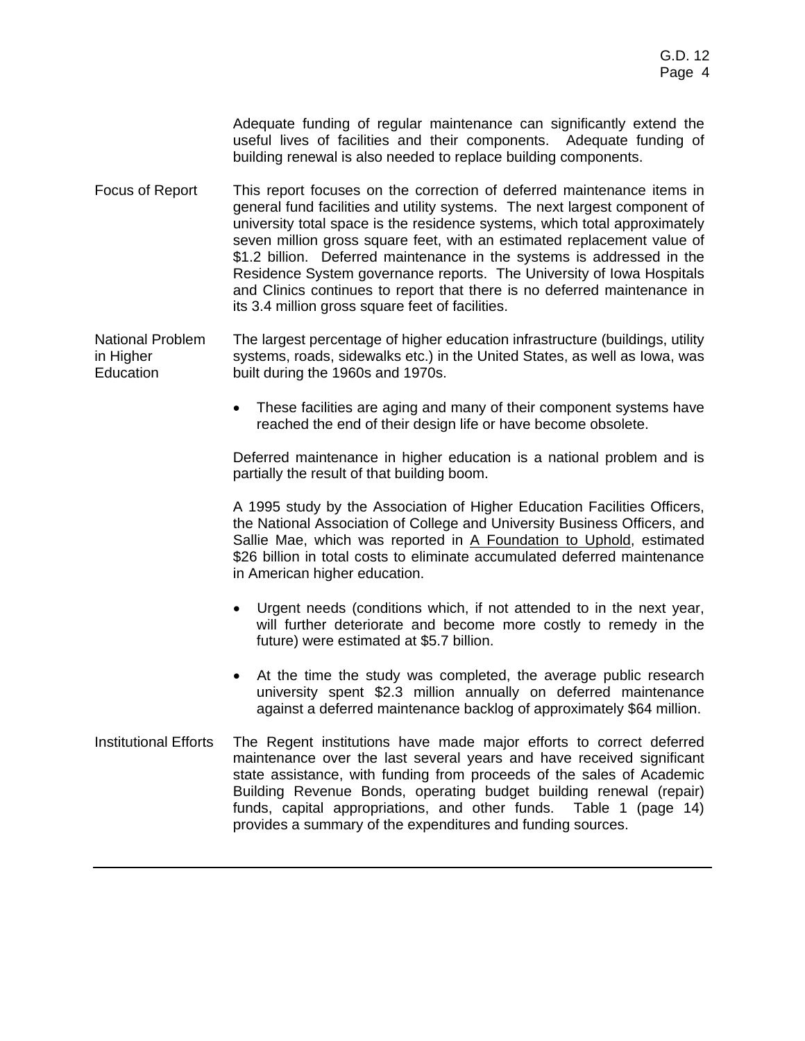Adequate funding of regular maintenance can significantly extend the useful lives of facilities and their components. Adequate funding of building renewal is also needed to replace building components.

**Focus of Report**

This report focuses on the correction of deferred maintenance items in general fund facilities and utility systems. The next largest component of university total space is the residence systems, which total approximately seven million gross square feet, with an estimated replacement value of $1.2 billion. Deferred maintenance in the systems is addressed in the Residence System governance reports. The University of Iowa Hospitals and Clinics continues to report that there is no deferred maintenance in its 3.4 million gross square feet of facilities.

**National Problem in Higher Education**

The largest percentage of higher education infrastructure (buildings, utility systems, roads, sidewalks etc.) in the United States, as well as Iowa, was built during the 1960s and 1970s.

- These facilities are aging and many of their component systems have reached the end of their design life or have become obsolete.

Deferred maintenance in higher education is a national problem and is partially the result of that building boom.

A 1995 study by the Association of Higher Education Facilities Officers, the National Association of College and University Business Officers, and Sallie Mae, which was reported in A Foundation to Uphold, estimated $26 billion in total costs to eliminate accumulated deferred maintenance in American higher education.

- Urgent needs (conditions which, if not attended to in the next year, will further deteriorate and become more costly to remedy in the future) were estimated at $5.7 billion.
- At the time the study was completed, the average public research university spent $2.3 million annually on deferred maintenance against a deferred maintenance backlog of approximately $64 million.

**Institutional Efforts**

The Regent institutions have made major efforts to correct deferred maintenance over the last several years and have received significant state assistance, with funding from proceeds of the sales of Academic Building Revenue Bonds, operating budget building renewal (repair) funds, capital appropriations, and other funds. Table 1 (page 14) provides a summary of the expenditures and funding sources.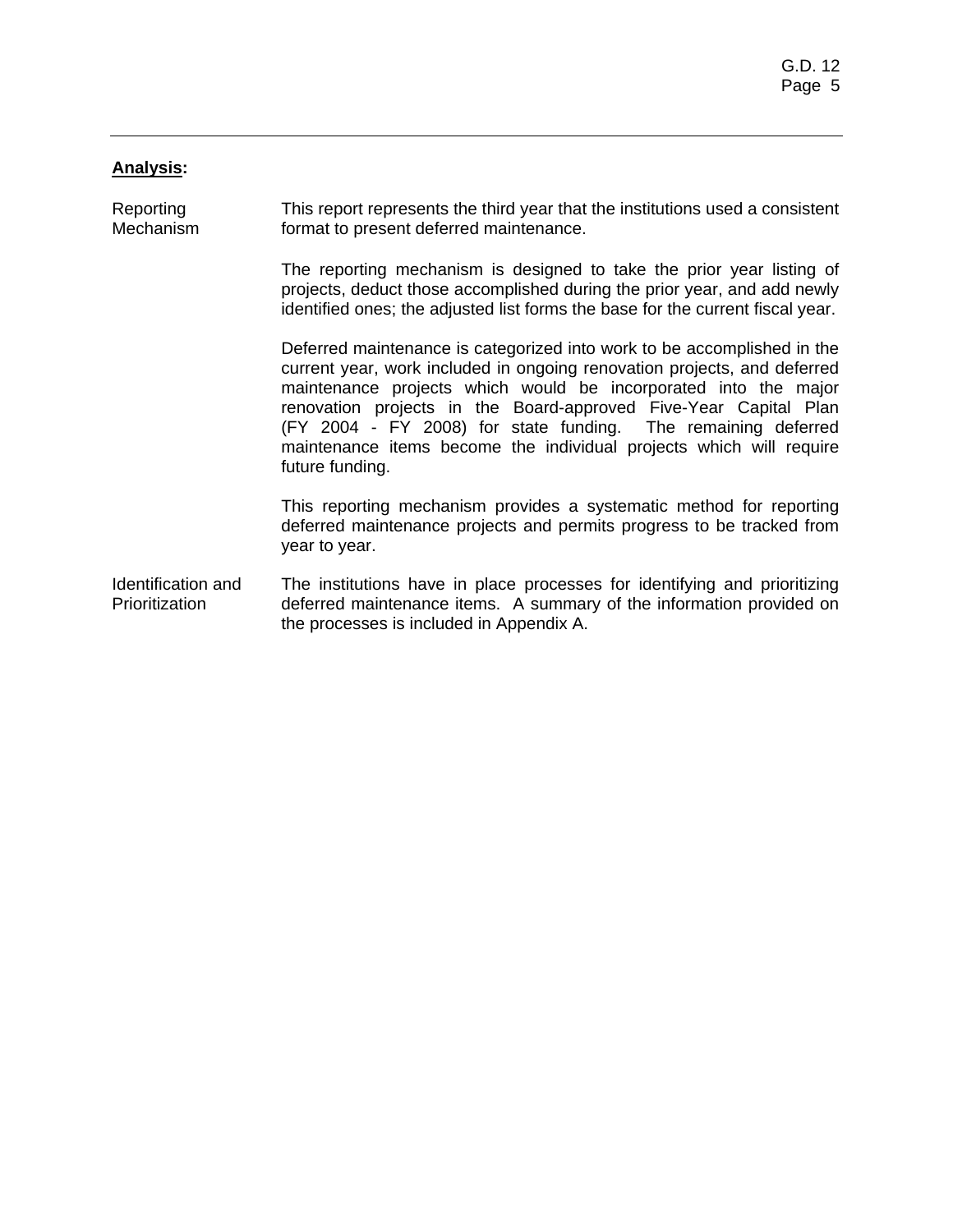**Analysis:**

**Reporting Mechanism**

This report represents the third year that the institutions used a consistent format to present deferred maintenance.

The reporting mechanism is designed to take the prior year listing of projects, deduct those accomplished during the prior year, and add newly identified ones; the adjusted list forms the base for the current fiscal year.

Deferred maintenance is categorized into work to be accomplished in the current year, work included in ongoing renovation projects, and deferred maintenance projects which would be incorporated into the major renovation projects in the Board-approved Five-Year Capital Plan (FY 2004 - FY 2008) for state funding. The remaining deferred maintenance items become the individual projects which will require future funding.

This reporting mechanism provides a systematic method for reporting deferred maintenance projects and permits progress to be tracked from year to year.

**Identification and Prioritization**

The institutions have in place processes for identifying and prioritizing deferred maintenance items. A summary of the information provided on the processes is included in Appendix A.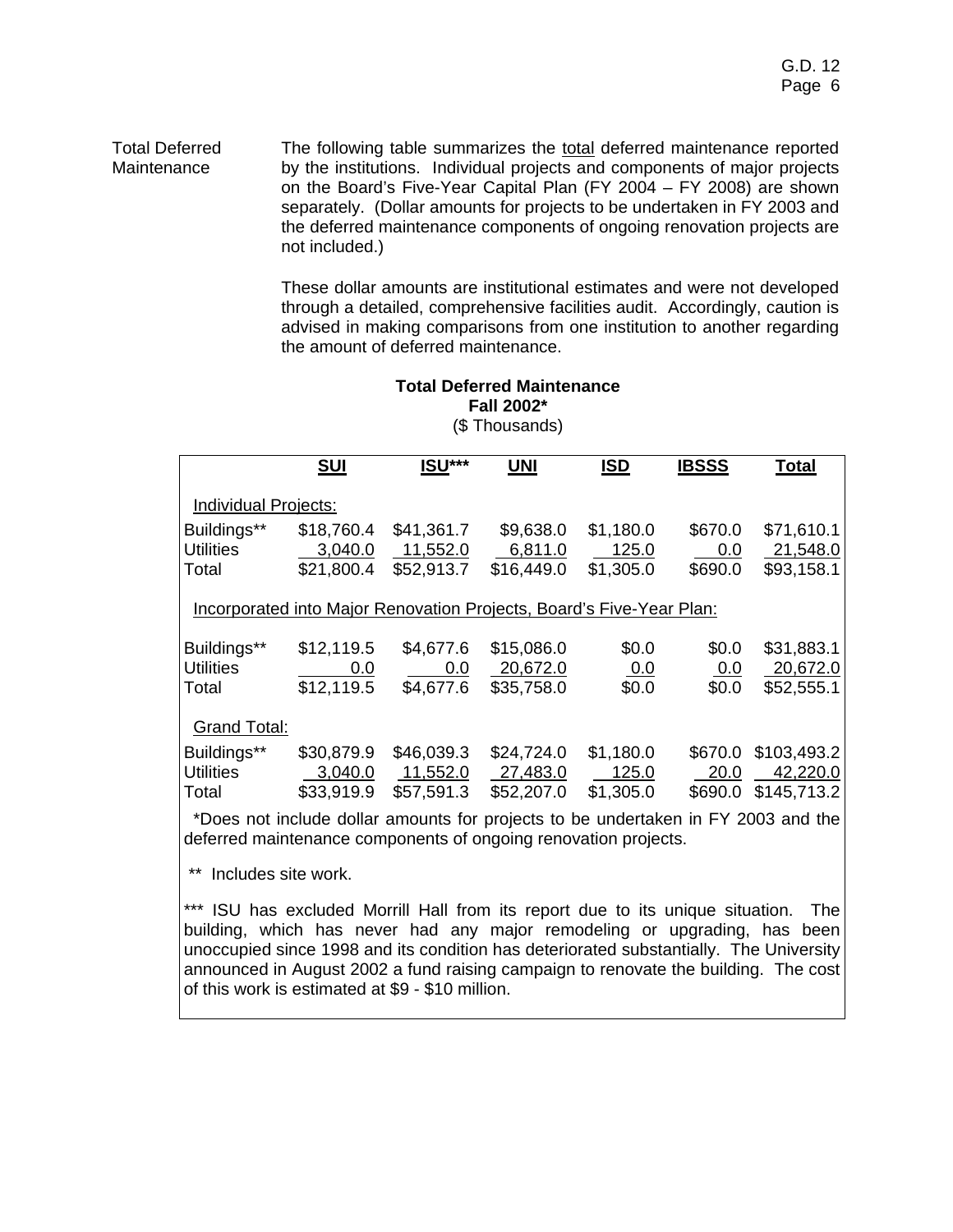Total Deferred Maintenance

The following table summarizes the <u>total</u> deferred maintenance reported by the institutions. Individual projects and components of major projects on the Board's Five-Year Capital Plan (FY 2004 – FY 2008) are shown separately. (Dollar amounts for projects to be undertaken in FY 2003 and the deferred maintenance components of ongoing renovation projects are not included.)

These dollar amounts are institutional estimates and were not developed through a detailed, comprehensive facilities audit. Accordingly, caution is advised in making comparisons from one institution to another regarding the amount of deferred maintenance.

**Total Deferred Maintenance**
**Fall 2002***
($ Thousands)

| | SUI | ISU*** | UNI | ISD | IBSSS | Total |
|---|---|---|---|---|---|---|
| Individual Projects: | | | | | | |
| Buildings** | $18,760.4 | $41,361.7 | $9,638.0 | $1,180.0 | $670.0 | $71,610.1 |
| Utilities | 3,040.0 | 11,552.0 | 6,811.0 | 125.0 | 0.0 | 21,548.0 |
| Total | $21,800.4 | $52,913.7 | $16,449.0 | $1,305.0 | $690.0 | $93,158.1 |
| Incorporated into Major Renovation Projects, Board's Five-Year Plan: | | | | | | |
| Buildings** | $12,119.5 | $4,677.6 | $15,086.0 | $0.0 | $0.0 | $31,883.1 |
| Utilities | 0.0 | 0.0 | 20,672.0 | 0.0 | 0.0 | 20,672.0 |
| Total | $12,119.5 | $4,677.6 | $35,758.0 | $0.0 | $0.0 | $52,555.1 |
| Grand Total: | | | | | | |
| Buildings** | $30,879.9 | $46,039.3 | $24,724.0 | $1,180.0 | $670.0 | $103,493.2 |
| Utilities | 3,040.0 | 11,552.0 | 27,483.0 | 125.0 | 20.0 | 42,220.0 |
| Total | $33,919.9 | $57,591.3 | $52,207.0 | $1,305.0 | $690.0 | $145,713.2 |

*Does not include dollar amounts for projects to be undertaken in FY 2003 and the deferred maintenance components of ongoing renovation projects.

** Includes site work.

*** ISU has excluded Morrill Hall from its report due to its unique situation. The building, which has never had any major remodeling or upgrading, has been unoccupied since 1998 and its condition has deteriorated substantially. The University announced in August 2002 a fund raising campaign to renovate the building. The cost of this work is estimated at $9 - $10 million.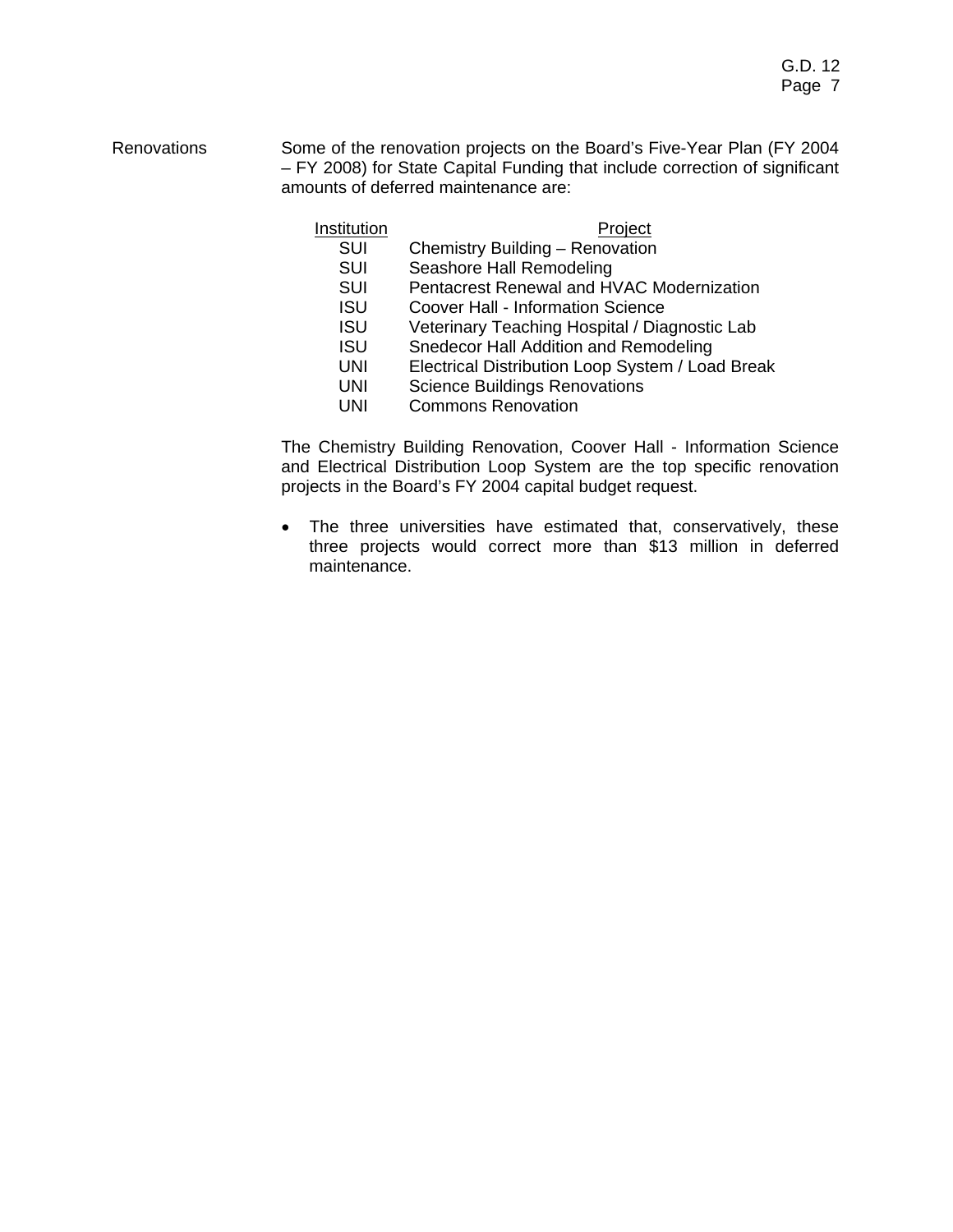**Renovations**

Some of the renovation projects on the Board's Five-Year Plan (FY 2004 – FY 2008) for State Capital Funding that include correction of significant amounts of deferred maintenance are:

| Institution | Project |
|---|---|
| SUI | Chemistry Building – Renovation |
| SUI | Seashore Hall Remodeling |
| SUI | Pentacrest Renewal and HVAC Modernization |
| ISU | Coover Hall - Information Science |
| ISU | Veterinary Teaching Hospital / Diagnostic Lab |
| ISU | Snedecor Hall Addition and Remodeling |
| UNI | Electrical Distribution Loop System / Load Break |
| UNI | Science Buildings Renovations |
| UNI | Commons Renovation |

The Chemistry Building Renovation, Coover Hall - Information Science and Electrical Distribution Loop System are the top specific renovation projects in the Board's FY 2004 capital budget request.

- The three universities have estimated that, conservatively, these three projects would correct more than $13 million in deferred maintenance.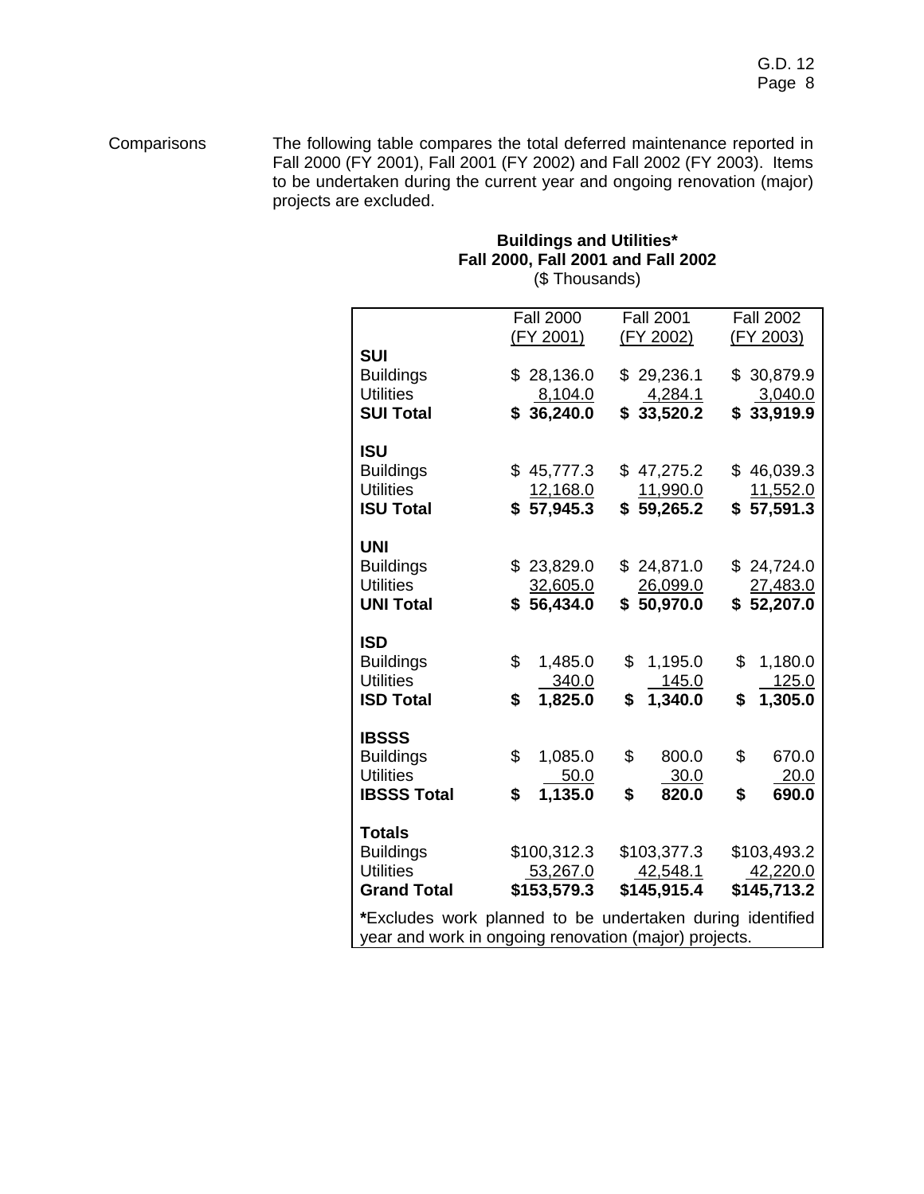Comparisons

The following table compares the total deferred maintenance reported in Fall 2000 (FY 2001), Fall 2001 (FY 2002) and Fall 2002 (FY 2003). Items to be undertaken during the current year and ongoing renovation (major) projects are excluded.

**Buildings and Utilities\***
**Fall 2000, Fall 2001 and Fall 2002**
($ Thousands)

| | Fall 2000 (FY 2001) | Fall 2001 (FY 2002) | Fall 2002 (FY 2003) |
|---|---|---|---|
| **SUI** | | | |
| Buildings | $ 28,136.0 | $ 29,236.1 | $ 30,879.9 |
| Utilities | 8,104.0 | 4,284.1 | 3,040.0 |
| **SUI Total** | **$ 36,240.0** | **$ 33,520.2** | **$ 33,919.9** |
| **ISU** | | | |
| Buildings | $ 45,777.3 | $ 47,275.2 | $ 46,039.3 |
| Utilities | 12,168.0 | 11,990.0 | 11,552.0 |
| **ISU Total** | **$ 57,945.3** | **$ 59,265.2** | **$ 57,591.3** |
| **UNI** | | | |
| Buildings | $ 23,829.0 | $ 24,871.0 | $ 24,724.0 |
| Utilities | 32,605.0 | 26,099.0 | 27,483.0 |
| **UNI Total** | **$ 56,434.0** | **$ 50,970.0** | **$ 52,207.0** |
| **ISD** | | | |
| Buildings | $ 1,485.0 | $ 1,195.0 | $ 1,180.0 |
| Utilities | 340.0 | 145.0 | 125.0 |
| **ISD Total** | **$ 1,825.0** | **$ 1,340.0** | **$ 1,305.0** |
| **IBSSS** | | | |
| Buildings | $ 1,085.0 | $ 800.0 | $ 670.0 |
| Utilities | 50.0 | 30.0 | 20.0 |
| **IBSSS Total** | **$ 1,135.0** | **$ 820.0** | **$ 690.0** |
| **Totals** | | | |
| Buildings | $100,312.3 | $103,377.3 | $103,493.2 |
| Utilities | 53,267.0 | 42,548.1 | 42,220.0 |
| **Grand Total** | **$153,579.3** | **$145,915.4** | **$145,713.2** |

**\***Excludes work planned to be undertaken during identified year and work in ongoing renovation (major) projects.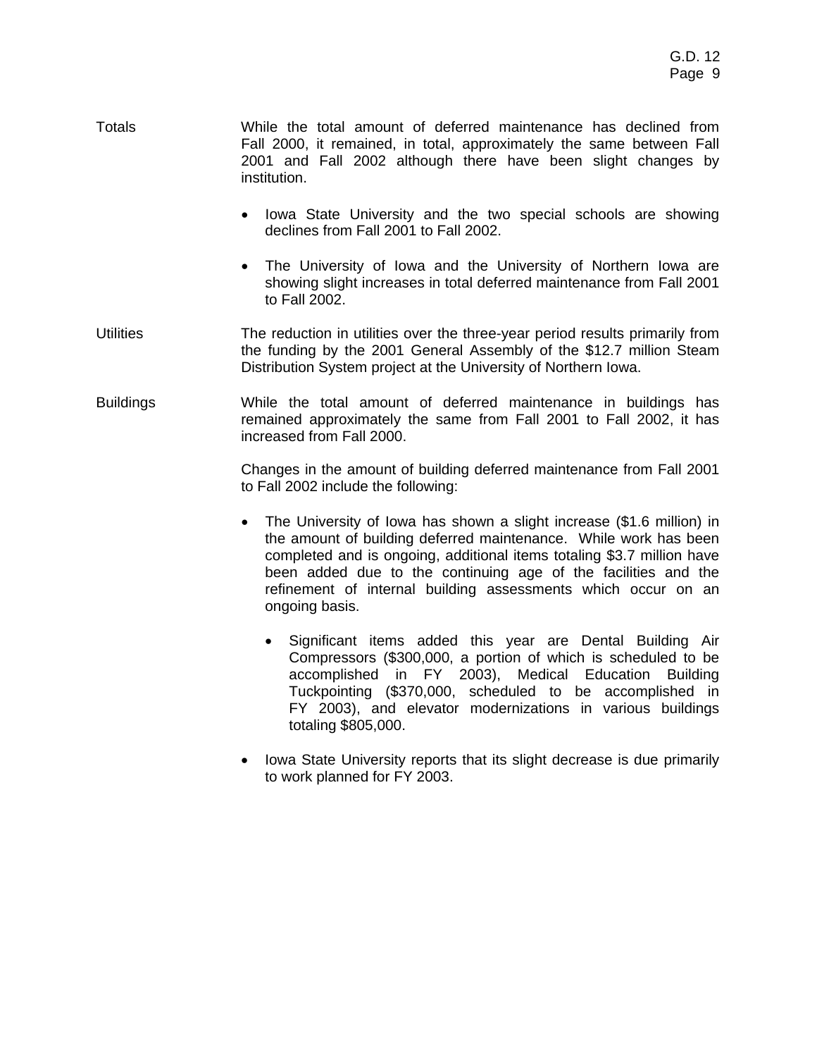**Totals** While the total amount of deferred maintenance has declined from Fall 2000, it remained, in total, approximately the same between Fall 2001 and Fall 2002 although there have been slight changes by institution.

- Iowa State University and the two special schools are showing declines from Fall 2001 to Fall 2002.
- The University of Iowa and the University of Northern Iowa are showing slight increases in total deferred maintenance from Fall 2001 to Fall 2002.

**Utilities** The reduction in utilities over the three-year period results primarily from the funding by the 2001 General Assembly of the $12.7 million Steam Distribution System project at the University of Northern Iowa.

**Buildings** While the total amount of deferred maintenance in buildings has remained approximately the same from Fall 2001 to Fall 2002, it has increased from Fall 2000.

Changes in the amount of building deferred maintenance from Fall 2001 to Fall 2002 include the following:

- The University of Iowa has shown a slight increase ($1.6 million) in the amount of building deferred maintenance. While work has been completed and is ongoing, additional items totaling $3.7 million have been added due to the continuing age of the facilities and the refinement of internal building assessments which occur on an ongoing basis.
  - Significant items added this year are Dental Building Air Compressors ($300,000, a portion of which is scheduled to be accomplished in FY 2003), Medical Education Building Tuckpointing ($370,000, scheduled to be accomplished in FY 2003), and elevator modernizations in various buildings totaling $805,000.
- Iowa State University reports that its slight decrease is due primarily to work planned for FY 2003.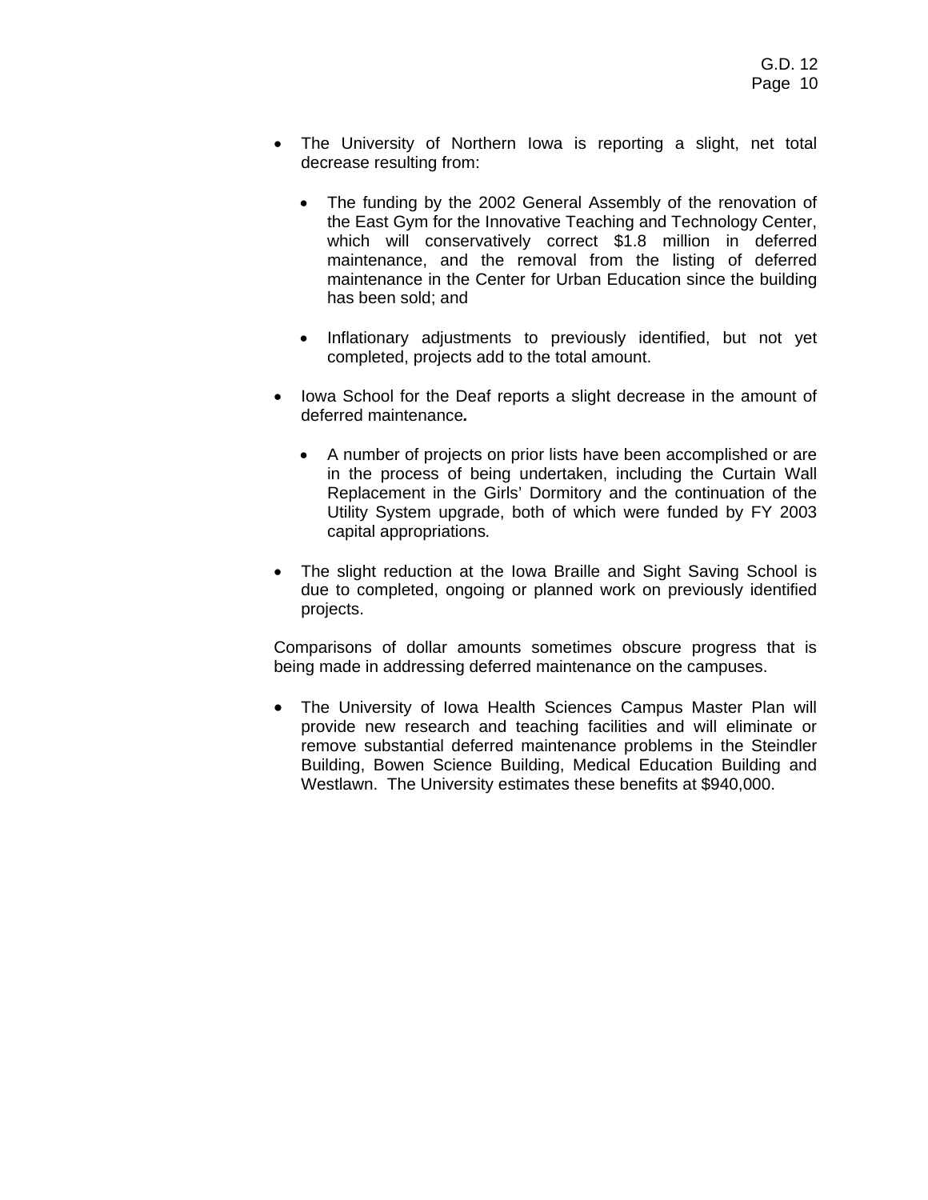- The University of Northern Iowa is reporting a slight, net total decrease resulting from:

  - The funding by the 2002 General Assembly of the renovation of the East Gym for the Innovative Teaching and Technology Center, which will conservatively correct $1.8 million in deferred maintenance, and the removal from the listing of deferred maintenance in the Center for Urban Education since the building has been sold; and

  - Inflationary adjustments to previously identified, but not yet completed, projects add to the total amount.

- Iowa School for the Deaf reports a slight decrease in the amount of deferred maintenance***.***

  - A number of projects on prior lists have been accomplished or are in the process of being undertaken, including the Curtain Wall Replacement in the Girls' Dormitory and the continuation of the Utility System upgrade, both of which were funded by FY 2003 capital appropriations*.*

- The slight reduction at the Iowa Braille and Sight Saving School is due to completed, ongoing or planned work on previously identified projects.

Comparisons of dollar amounts sometimes obscure progress that is being made in addressing deferred maintenance on the campuses.

- The University of Iowa Health Sciences Campus Master Plan will provide new research and teaching facilities and will eliminate or remove substantial deferred maintenance problems in the Steindler Building, Bowen Science Building, Medical Education Building and Westlawn. The University estimates these benefits at $940,000.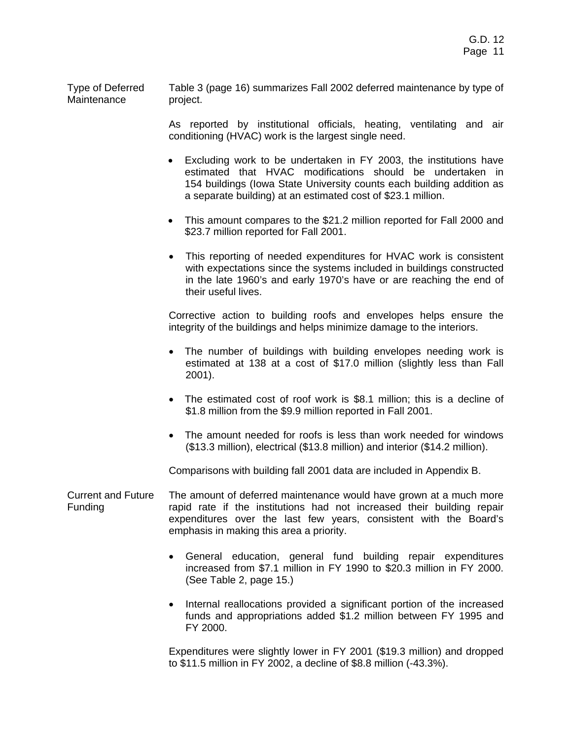**Type of Deferred Maintenance**

Table 3 (page 16) summarizes Fall 2002 deferred maintenance by type of project.

As reported by institutional officials, heating, ventilating and air conditioning (HVAC) work is the largest single need.

- Excluding work to be undertaken in FY 2003, the institutions have estimated that HVAC modifications should be undertaken in 154 buildings (Iowa State University counts each building addition as a separate building) at an estimated cost of $23.1 million.
- This amount compares to the $21.2 million reported for Fall 2000 and $23.7 million reported for Fall 2001.
- This reporting of needed expenditures for HVAC work is consistent with expectations since the systems included in buildings constructed in the late 1960's and early 1970's have or are reaching the end of their useful lives.

Corrective action to building roofs and envelopes helps ensure the integrity of the buildings and helps minimize damage to the interiors.

- The number of buildings with building envelopes needing work is estimated at 138 at a cost of $17.0 million (slightly less than Fall 2001).
- The estimated cost of roof work is $8.1 million; this is a decline of $1.8 million from the $9.9 million reported in Fall 2001.
- The amount needed for roofs is less than work needed for windows ($13.3 million), electrical ($13.8 million) and interior ($14.2 million).

Comparisons with building fall 2001 data are included in Appendix B.

**Current and Future Funding**

The amount of deferred maintenance would have grown at a much more rapid rate if the institutions had not increased their building repair expenditures over the last few years, consistent with the Board's emphasis in making this area a priority.

- General education, general fund building repair expenditures increased from $7.1 million in FY 1990 to $20.3 million in FY 2000. (See Table 2, page 15.)
- Internal reallocations provided a significant portion of the increased funds and appropriations added $1.2 million between FY 1995 and FY 2000.

Expenditures were slightly lower in FY 2001 ($19.3 million) and dropped to $11.5 million in FY 2002, a decline of $8.8 million (-43.3%).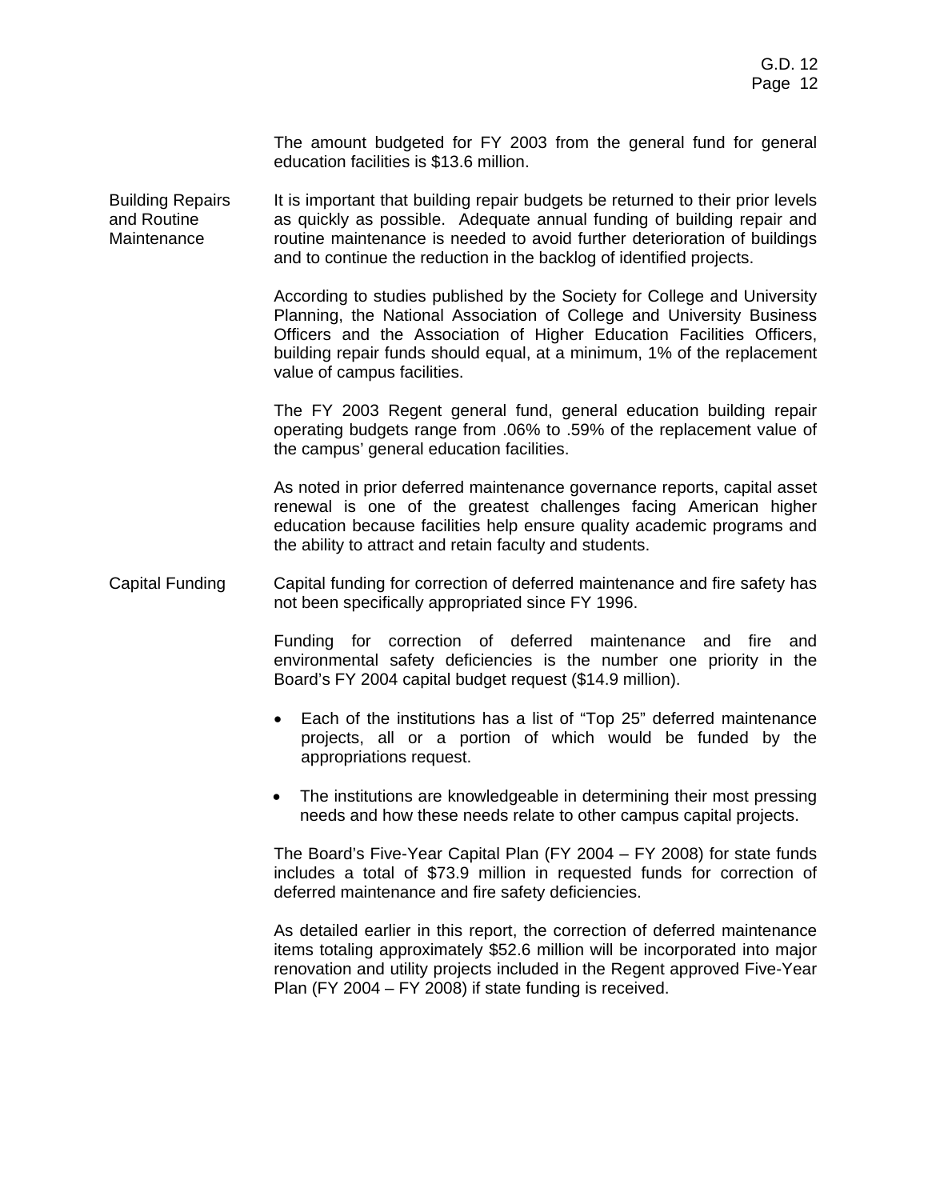The amount budgeted for FY 2003 from the general fund for general education facilities is $13.6 million.

**Building Repairs and Routine Maintenance**

It is important that building repair budgets be returned to their prior levels as quickly as possible. Adequate annual funding of building repair and routine maintenance is needed to avoid further deterioration of buildings and to continue the reduction in the backlog of identified projects.

According to studies published by the Society for College and University Planning, the National Association of College and University Business Officers and the Association of Higher Education Facilities Officers, building repair funds should equal, at a minimum, 1% of the replacement value of campus facilities.

The FY 2003 Regent general fund, general education building repair operating budgets range from .06% to .59% of the replacement value of the campus' general education facilities.

As noted in prior deferred maintenance governance reports, capital asset renewal is one of the greatest challenges facing American higher education because facilities help ensure quality academic programs and the ability to attract and retain faculty and students.

**Capital Funding**

Capital funding for correction of deferred maintenance and fire safety has not been specifically appropriated since FY 1996.

Funding for correction of deferred maintenance and fire and environmental safety deficiencies is the number one priority in the Board's FY 2004 capital budget request ($14.9 million).

- Each of the institutions has a list of "Top 25" deferred maintenance projects, all or a portion of which would be funded by the appropriations request.
- The institutions are knowledgeable in determining their most pressing needs and how these needs relate to other campus capital projects.

The Board's Five-Year Capital Plan (FY 2004 – FY 2008) for state funds includes a total of $73.9 million in requested funds for correction of deferred maintenance and fire safety deficiencies.

As detailed earlier in this report, the correction of deferred maintenance items totaling approximately $52.6 million will be incorporated into major renovation and utility projects included in the Regent approved Five-Year Plan (FY 2004 – FY 2008) if state funding is received.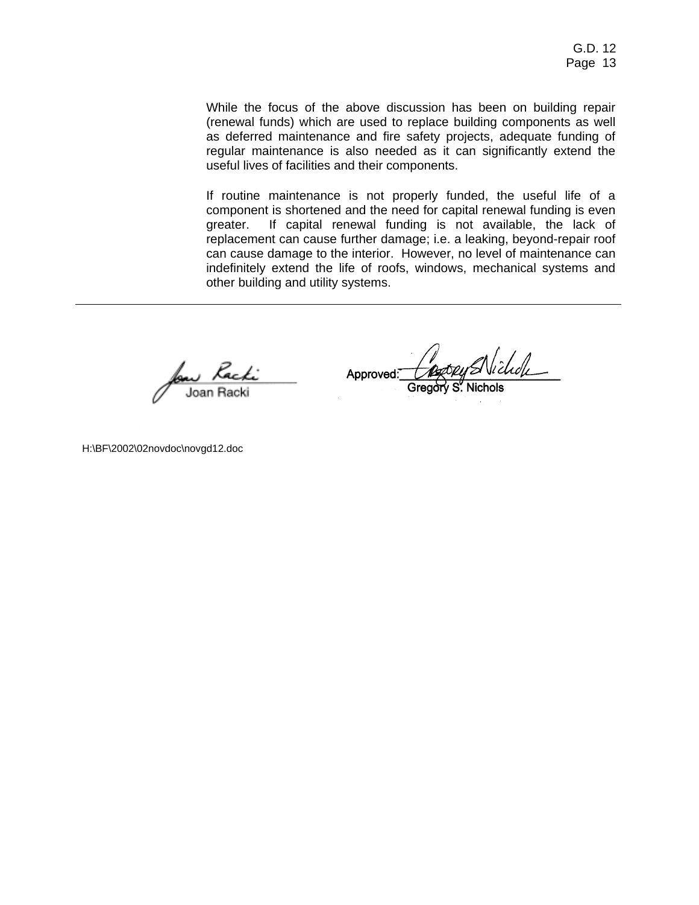While the focus of the above discussion has been on building repair (renewal funds) which are used to replace building components as well as deferred maintenance and fire safety projects, adequate funding of regular maintenance is also needed as it can significantly extend the useful lives of facilities and their components.

If routine maintenance is not properly funded, the useful life of a component is shortened and the need for capital renewal funding is even greater. If capital renewal funding is not available, the lack of replacement can cause further damage; i.e. a leaking, beyond-repair roof can cause damage to the interior. However, no level of maintenance can indefinitely extend the life of roofs, windows, mechanical systems and other building and utility systems.

---

Joan Racki

Approved: Gregory S. Nichols

H:\BF\2002\02novdoc\novgd12.doc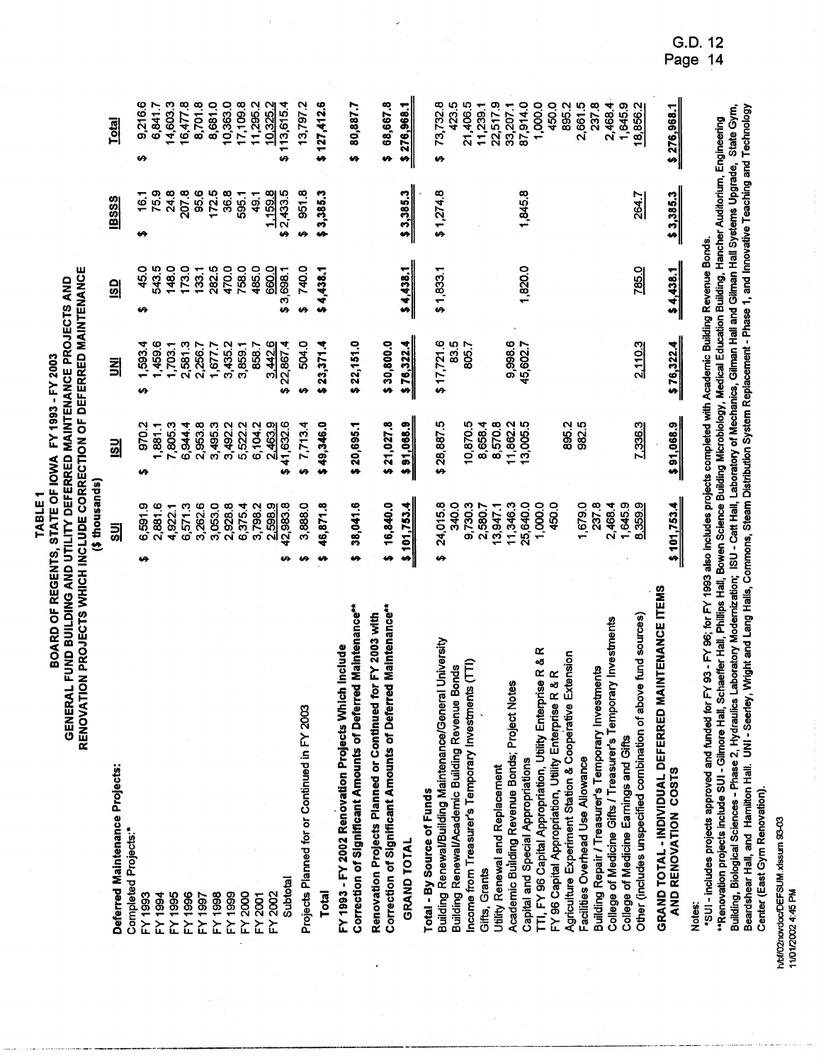# TABLE 1

## BOARD OF REGENTS, STATE OF IOWA FY 1993 - FY 2003
## GENERAL FUND BUILDING AND UTILITY DEFERRED MAINTENANCE PROJECTS AND RENOVATION PROJECTS WHICH INCLUDE CORRECTION OF DEFERRED MAINTENANCE
### ($ thousands)

| | SUI | ISU | UNI | ISD | IBSSS | Total |
|---|---|---|---|---|---|---|
| **Deferred Maintenance Projects:** | | | | | | |
| Completed Projects:* | | | | | | |
| FY 1993 | $ 6,591.9 | $ 970.2 | $ 1,593.4 | $ 45.0 | $ 16.1 | $ 9,216.6 |
| FY 1994 | 2,881.6 | 1,881.1 | 1,459.6 | 543.5 | 75.9 | 6,841.7 |
| FY 1995 | 4,922.1 | 7,805.3 | 1,703.1 | 148.0 | 24.8 | 14,603.3 |
| FY 1996 | 6,571.3 | 6,944.4 | 2,581.3 | 173.0 | 207.8 | 16,477.8 |
| FY 1997 | 3,262.6 | 2,953.8 | 2,256.7 | 133.1 | 95.6 | 8,701.8 |
| FY 1998 | 3,053.0 | 3,495.3 | 1,677.7 | 282.5 | 172.5 | 8,681.0 |
| FY 1999 | 2,928.8 | 3,492.2 | 3,435.2 | 470.0 | 36.8 | 10,363.0 |
| FY 2000 | 6,375.4 | 5,522.2 | 3,859.1 | 758.0 | 595.1 | 17,109.8 |
| FY 2001 | 3,798.2 | 6,104.2 | 858.7 | 485.0 | 49.1 | 11,295.2 |
| FY 2002 | 2,598.9 | 2,463.9 | 3,442.6 | 660.0 | 1,159.8 | 10,325.2 |
| Subtotal | $ 42,983.8 | $ 41,632.6 | $ 22,867.4 | $ 3,698.1 | $ 2,433.5 | $ 113,615.4 |
| Projects Planned for or Continued in FY 2003 | $ 3,888.0 | $ 7,713.4 | $ 504.0 | $ 740.0 | $ 951.8 | 13,797.2 |
| **Total** | $ 46,871.8 | $ 49,346.0 | $ 23,371.4 | $ 4,438.1 | $ 3,385.3 | $ 127,412.6 |
| **FY 1993 - FY 2002 Renovation Projects Which Include Correction of Significant Amounts of Deferred Maintenance**** | $ 38,041.6 | $ 20,695.1 | $ 22,151.0 | | | $ 80,887.7 |
| **Renovation Projects Planned or Continued for FY 2003 with Correction of Significant Amounts of Deferred Maintenance**** | $ 16,840.0 | $ 21,027.8 | $ 30,800.0 | | | $ 68,667.8 |
| **GRAND TOTAL** | $ 101,753.4 | $ 91,068.9 | $ 76,322.4 | $ 4,438.1 | $ 3,385.3 | $ 276,968.1 |
| **Total - By Source of Funds** | | | | | | |
| Building Renewal/Building Maintenance/General University | $ 24,015.8 | $ 28,887.5 | $ 17,721.6 | $ 1,833.1 | $ 1,274.8 | $ 73,732.8 |
| Building Renewal/Academic Building Revenue Bonds | 340.0 | | 83.5 | | | 423.5 |
| Income from Treasurer's Temporary Investments (TTI) | 9,730.3 | 10,870.5 | 805.7 | | | 21,406.5 |
| Gifts, Grants | 2,580.7 | 8,658.4 | | | | 11,239.1 |
| Utility Renewal and Replacement | 13,947.1 | 8,570.8 | | | | 22,517.9 |
| Academic Building Revenue Bonds; Project Notes | 11,346.3 | 11,862.2 | 9,998.6 | | | 33,207.1 |
| Capital and Special Appropriations | 25,640.0 | 13,005.5 | 45,602.7 | 1,820.0 | 1,845.8 | 87,914.0 |
| TTI, FY 96 Capital Appropriation, Utility Enterprise R & R | 1,000.0 | | | | | 1,000.0 |
| FY 96 Capital Appropriation, Utility Enterprise R & R | 450.0 | | | | | 450.0 |
| Agriculture Experiment Station & Cooperative Extension | | 895.2 | | | | 895.2 |
| Facilities Overhead Use Allowance | 1,679.0 | 982.5 | | | | 2,661.5 |
| Building Repair / Treasurer's Temporary Investments | 237.8 | | | | | 237.8 |
| College of Medicine Gifts / Treasurer's Temporary Investments | 2,468.4 | | | | | 2,468.4 |
| College of Medicine Earnings and Gifts | 1,645.9 | | | | | 1,645.9 |
| Other (includes unspecified combination of above fund sources) | 8,359.9 | 7,336.3 | 2,110.3 | 785.0 | 264.7 | 18,856.2 |
| **GRAND TOTAL - INDIVIDUAL DEFERRED MAINTENANCE ITEMS AND RENOVATION COSTS** | $ 101,753.4 | $ 91,068.9 | $ 76,322.4 | $ 4,438.1 | $ 3,385.3 | $ 276,968.1 |

Notes:

*SUI - includes projects approved and funded for FY 93 - FY 96; for FY 1993 also includes projects completed with Academic Building Revenue Bonds.

**Renovation projects include SUI - Gilmore Hall, Schaeffer Hall, Phillips Hall, Bowen Science Building Microbiology, Medical Education Building, Hancher Auditorium, Engineering Building, Biological Sciences - Phase 2, Hydraulics Laboratory Modernization; ISU - Catt Hall, Laboratory of Mechanics, Gilman Hall and Gilman Hall Systems Upgrade, State Gym, Beardshear Hall, and Hamilton Hall. UNI - Seerley, Wright and Lang Halls, Commons, Steam Distribution System Replacement - Phase 1, and Innovative Teaching and Technology Center (East Gym Renovation).

h/bf/02novdoc/DEFSUM.xlssum 93-03
11/01/2002 4:45 PM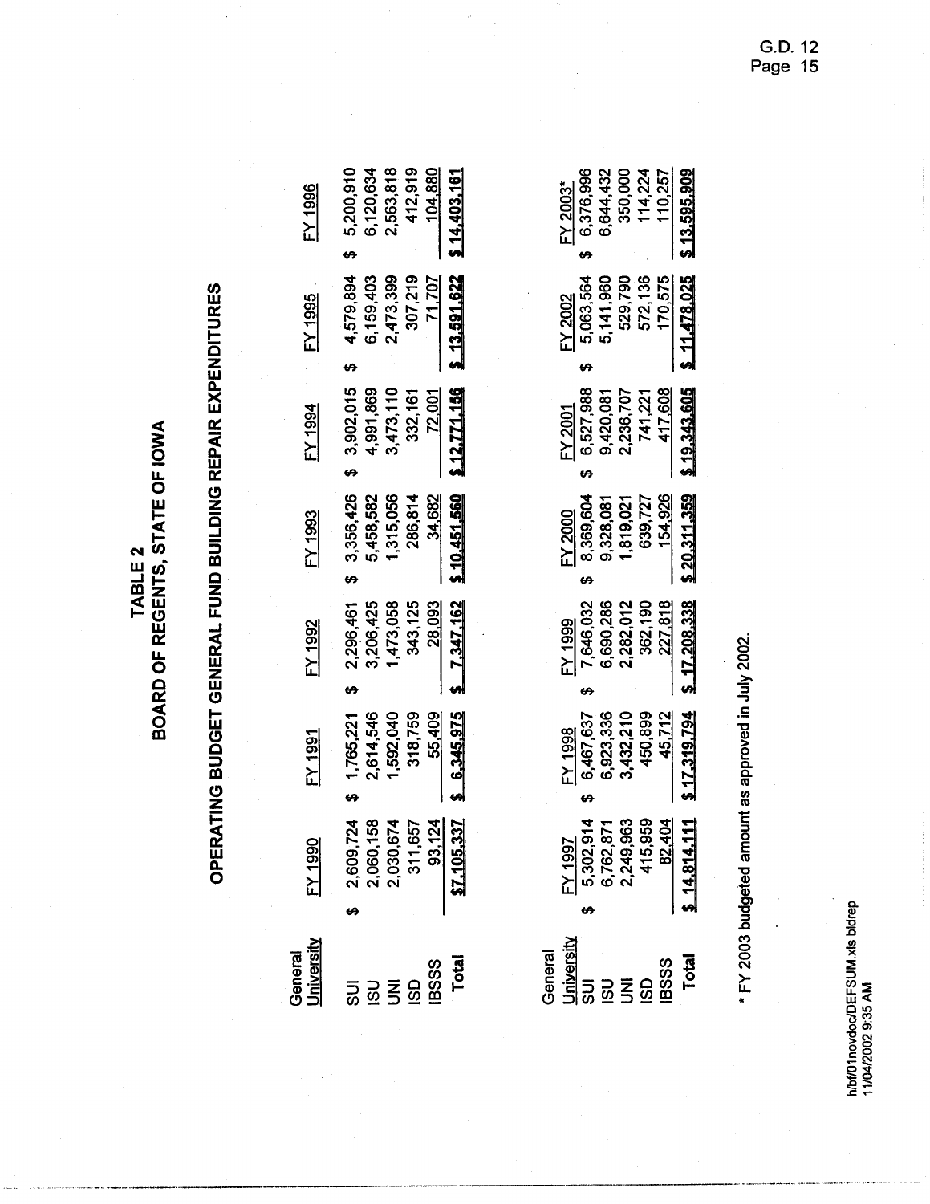# TABLE 2
## BOARD OF REGENTS, STATE OF IOWA

## OPERATING BUDGET GENERAL FUND BUILDING REPAIR EXPENDITURES

| General University | FY 1990 | FY 1991 | FY 1992 | FY 1993 | FY 1994 | FY 1995 | FY 1996 |
|---|---|---|---|---|---|---|---|
| SUI | $ 2,609,724 | $ 1,765,221 | $ 2,296,461 | $ 3,356,426 | $ 3,902,015 | $ 4,579,894 | $ 5,200,910 |
| ISU | 2,060,158 | 2,614,546 | 3,206,425 | 5,458,582 | 4,991,869 | 6,159,403 | 6,120,634 |
| UNI | 2,030,674 | 1,592,040 | 1,473,058 | 1,315,056 | 3,473,110 | 2,473,399 | 2,563,818 |
| ISD | 311,657 | 318,759 | 343,125 | 286,814 | 332,161 | 307,219 | 412,919 |
| IBSSS | 93,124 | 55,409 | 28,093 | 34,682 | 72,001 | 71,707 | 104,880 |
| **Total** | **$7,105,337** | **$ 6,345,975** | **$ 7,347,162** | **$ 10,451,560** | **$ 12,771,156** | **$ 13,591,622** | **$ 14,403,161** |

| General University | FY 1997 | FY 1998 | FY 1999 | FY 2000 | FY 2001 | FY 2002 | FY 2003* |
|---|---|---|---|---|---|---|---|
| SUI | $ 5,302,914 | $ 6,467,637 | $ 7,646,032 | $ 8,369,604 | $ 6,527,988 | $ 5,063,564 | $ 6,376,996 |
| ISU | 6,762,871 | 6,923,336 | 6,690,286 | 9,328,081 | 9,420,081 | 5,141,960 | 6,644,432 |
| UNI | 2,249,963 | 3,432,210 | 2,282,012 | 1,819,021 | 2,236,707 | 529,790 | 350,000 |
| ISD | 415,959 | 450,899 | 362,190 | 639,727 | 741,221 | 572,136 | 114,224 |
| IBSSS | 82,404 | 45,712 | 227,818 | 154,926 | 417,608 | 170,575 | 110,257 |
| **Total** | **$ 14,814,111** | **$ 17,319,794** | **$ 17,208,338** | **$ 20,311,359** | **$ 19,343,605** | **$ 11,478,025** | **$ 13,595,909** |

\* FY 2003 budgeted amount as approved in July 2002.

h/bf/01novdoc/DEFSUM.xls bldrep
11/04/2002 9:35 AM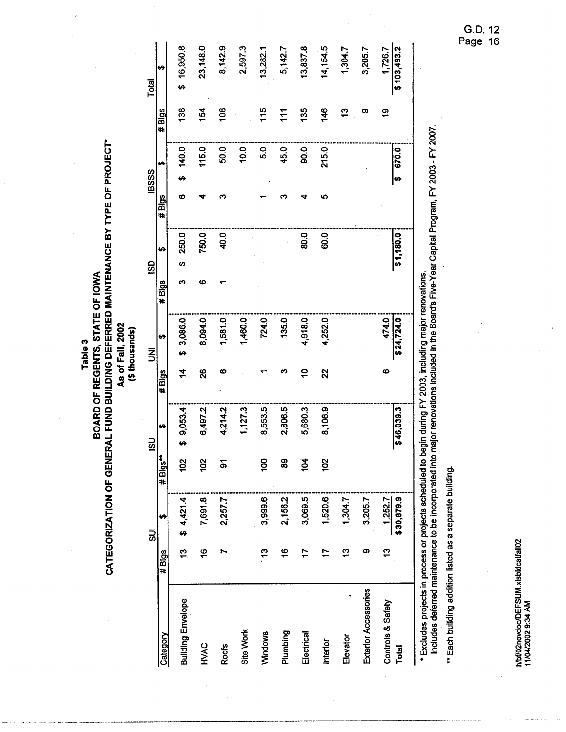G.D. 12

**Table 3**
**BOARD OF REGENTS, STATE OF IOWA**
**CATEGORIZATION OF GENERAL FUND BUILDING DEFERRED MAINTENANCE BY TYPE OF PROJECT***
**As of Fall, 2002**
**($ thousands)**

| Category | SUI | | ISU | | UNI | | ISD | | IBSSS | | Total | |
|---|---|---|---|---|---|---|---|---|---|---|---|---|
| | # Blgs | $ | # Blgs** | $ | # Blgs | $ | # Blgs | $ | # Blgs | $ | # Blgs | $ |
| Building Envelope | 13 | $ 4,421.4 | 102 | $ 9,053.4 | 14 | $ 3,086.0 | 3 | $ 250.0 | 6 | $ 140.0 | 138 | $ 16,950.8 |
| HVAC | 16 | 7,691.8 | 102 | 6,497.2 | 26 | 8,094.0 | 6 | 750.0 | 4 | 115.0 | 154 | 23,148.0 |
| Roofs | 7 | 2,257.7 | 91 | 4,214.2 | 6 | 1,581.0 | 1 | 40.0 | 3 | 50.0 | 108 | 8,142.9 |
| Site Work | | | | 1,127.3 | | 1,460.0 | | | | 10.0 | | 2,597.3 |
| Windows | 13 | 3,999.6 | 100 | 8,553.5 | 1 | 724.0 | | | 1 | 5.0 | 115 | 13,282.1 |
| Plumbing | 16 | 2,156.2 | 89 | 2,806.5 | 3 | 135.0 | | | 3 | 45.0 | 111 | 5,142.7 |
| Electrical | 17 | 3,069.5 | 104 | 5,680.3 | 10 | 4,918.0 | | 80.0 | 4 | 90.0 | 135 | 13,837.8 |
| Interior | 17 | 1,520.6 | 102 | 8,106.9 | 22 | 4,252.0 | | 60.0 | 5 | 215.0 | 146 | 14,154.5 |
| Elevator | 13 | 1,304.7 | | | | | | | | | 13 | 1,304.7 |
| Exterior Accessories | 9 | 3,205.7 | | | | | | | | | 9 | 3,205.7 |
| Controls & Safety | 13 | 1,252.7 | | | 6 | 474.0 | | | | | 19 | 1,726.7 |
| Total | | $ 30,879.9 | | $ 46,039.3 | | $ 24,724.0 | | $ 1,180.0 | | $ 670.0 | | $ 103,493.2 |

\* Excludes projects in process or projects scheduled to begin during FY 2003, including major renovations.
Includes deferred maintenance to be incorporated into major renovations included in the Board's Five-Year Capital Program, FY 2003 - FY 2007.

\*\* Each building addition listed as a separate building.

h/bf/02novdoc/DEFSUM.xls/bldcatfall02
11/04/2002 9:34 AM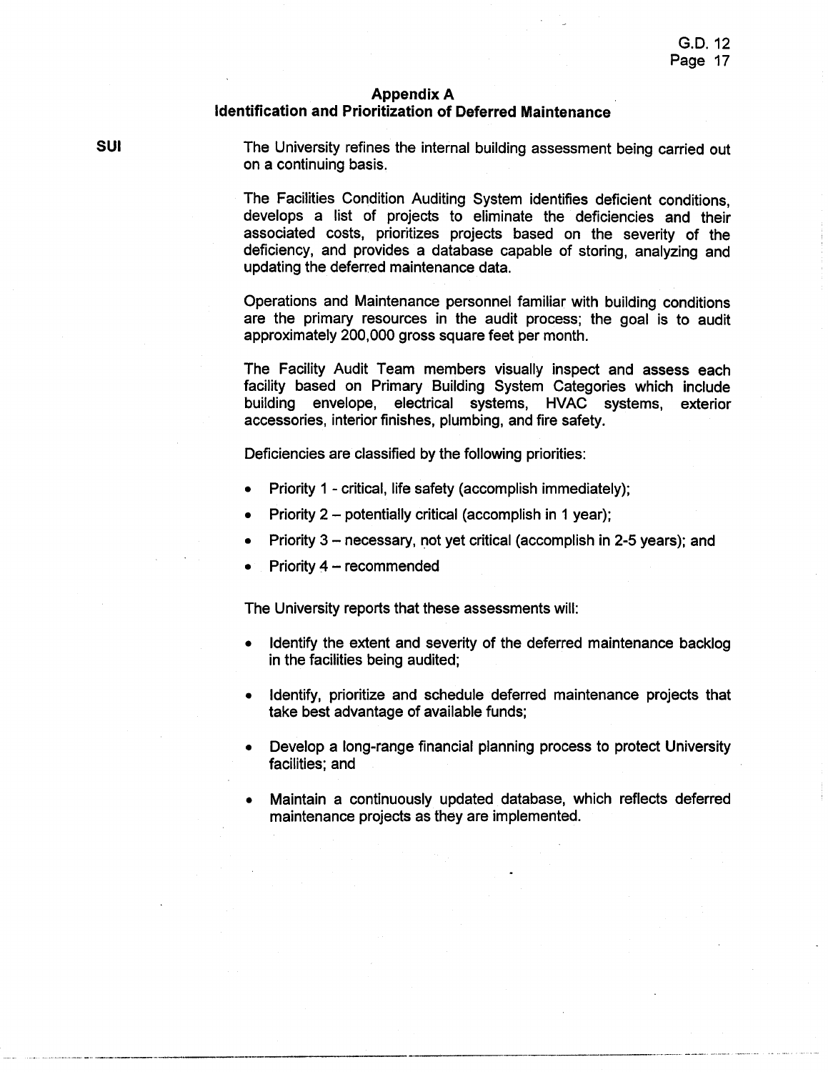## Appendix A
## Identification and Prioritization of Deferred Maintenance

**SUI**

The University refines the internal building assessment being carried out on a continuing basis.

The Facilities Condition Auditing System identifies deficient conditions, develops a list of projects to eliminate the deficiencies and their associated costs, prioritizes projects based on the severity of the deficiency, and provides a database capable of storing, analyzing and updating the deferred maintenance data.

Operations and Maintenance personnel familiar with building conditions are the primary resources in the audit process; the goal is to audit approximately 200,000 gross square feet per month.

The Facility Audit Team members visually inspect and assess each facility based on Primary Building System Categories which include building envelope, electrical systems, HVAC systems, exterior accessories, interior finishes, plumbing, and fire safety.

Deficiencies are classified by the following priorities:

- Priority 1 - critical, life safety (accomplish immediately);
- Priority 2 – potentially critical (accomplish in 1 year);
- Priority 3 – necessary, not yet critical (accomplish in 2-5 years); and
- Priority 4 – recommended

The University reports that these assessments will:

- Identify the extent and severity of the deferred maintenance backlog in the facilities being audited;
- Identify, prioritize and schedule deferred maintenance projects that take best advantage of available funds;
- Develop a long-range financial planning process to protect University facilities; and
- Maintain a continuously updated database, which reflects deferred maintenance projects as they are implemented.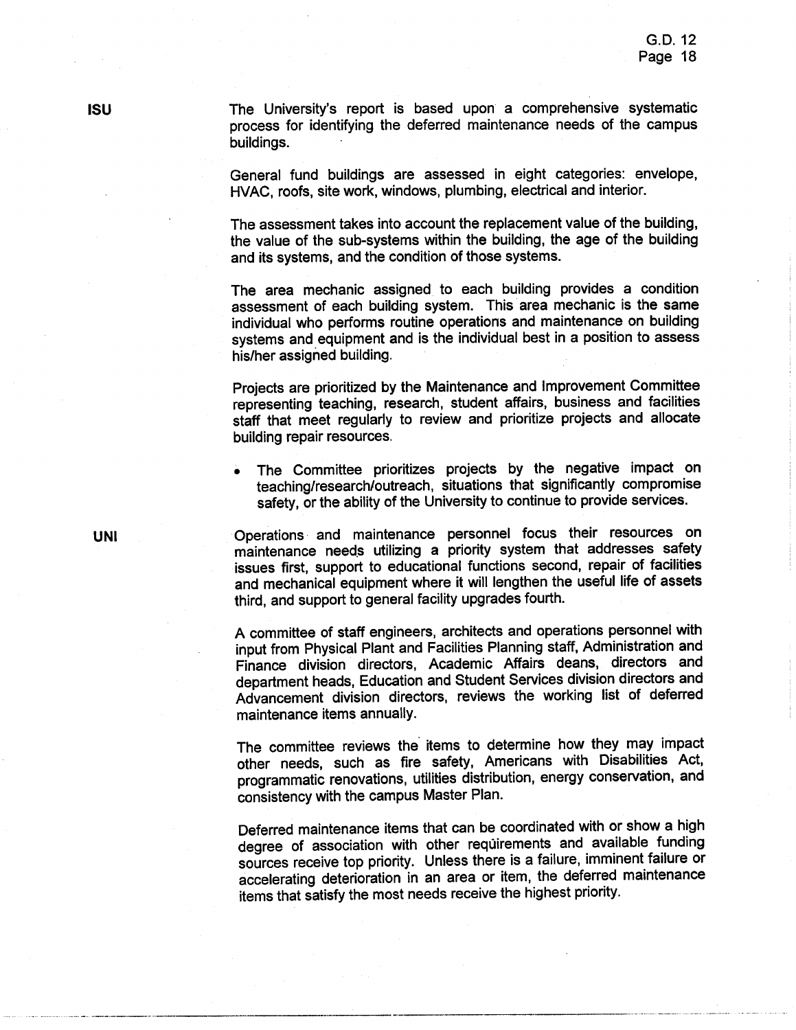**ISU**

The University's report is based upon a comprehensive systematic process for identifying the deferred maintenance needs of the campus buildings.

General fund buildings are assessed in eight categories: envelope, HVAC, roofs, site work, windows, plumbing, electrical and interior.

The assessment takes into account the replacement value of the building, the value of the sub-systems within the building, the age of the building and its systems, and the condition of those systems.

The area mechanic assigned to each building provides a condition assessment of each building system. This area mechanic is the same individual who performs routine operations and maintenance on building systems and equipment and is the individual best in a position to assess his/her assigned building.

Projects are prioritized by the Maintenance and Improvement Committee representing teaching, research, student affairs, business and facilities staff that meet regularly to review and prioritize projects and allocate building repair resources.

- The Committee prioritizes projects by the negative impact on teaching/research/outreach, situations that significantly compromise safety, or the ability of the University to continue to provide services.

**UNI**

Operations and maintenance personnel focus their resources on maintenance needs utilizing a priority system that addresses safety issues first, support to educational functions second, repair of facilities and mechanical equipment where it will lengthen the useful life of assets third, and support to general facility upgrades fourth.

A committee of staff engineers, architects and operations personnel with input from Physical Plant and Facilities Planning staff, Administration and Finance division directors, Academic Affairs deans, directors and department heads, Education and Student Services division directors and Advancement division directors, reviews the working list of deferred maintenance items annually.

The committee reviews the items to determine how they may impact other needs, such as fire safety, Americans with Disabilities Act, programmatic renovations, utilities distribution, energy conservation, and consistency with the campus Master Plan.

Deferred maintenance items that can be coordinated with or show a high degree of association with other requirements and available funding sources receive top priority. Unless there is a failure, imminent failure or accelerating deterioration in an area or item, the deferred maintenance items that satisfy the most needs receive the highest priority.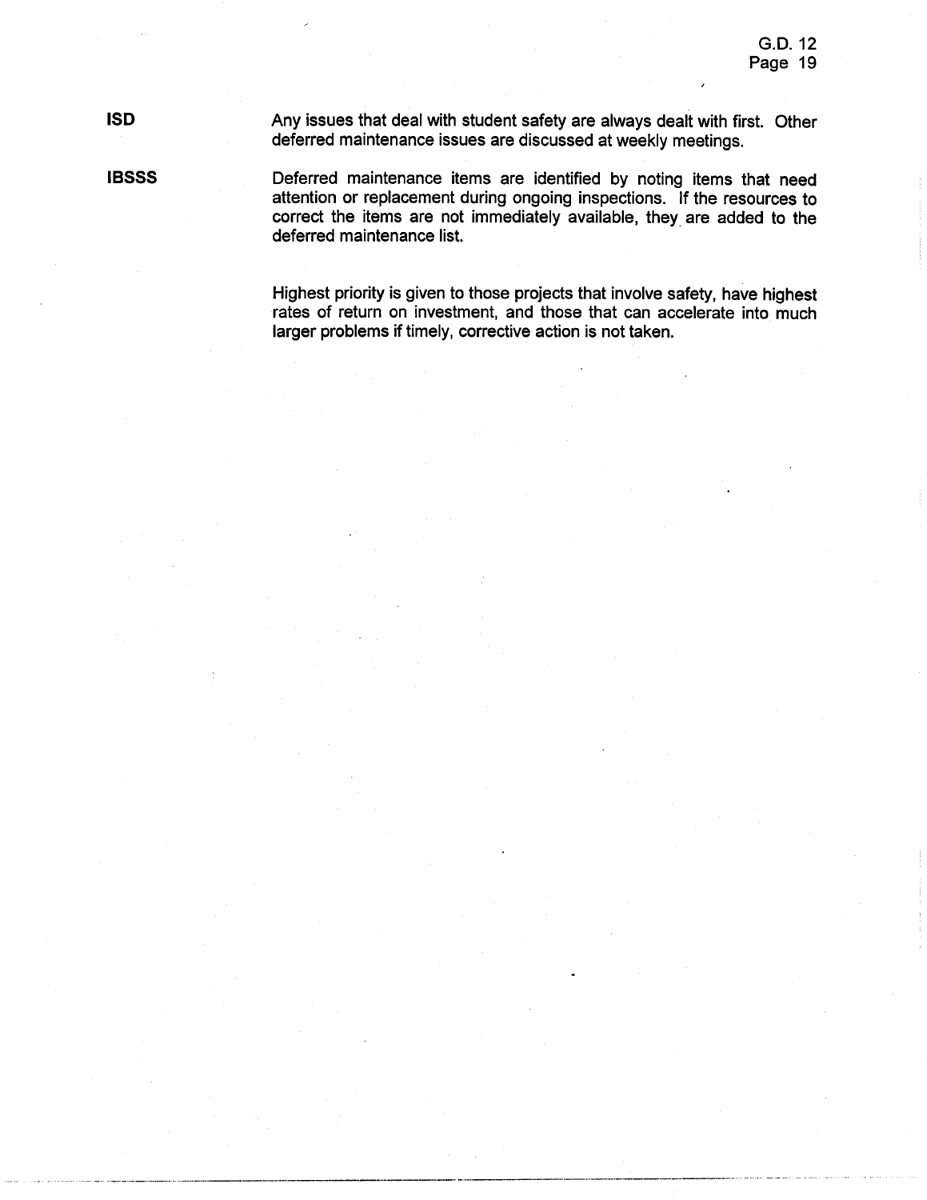**ISD**

Any issues that deal with student safety are always dealt with first. Other deferred maintenance issues are discussed at weekly meetings.

**IBSSS**

Deferred maintenance items are identified by noting items that need attention or replacement during ongoing inspections. If the resources to correct the items are not immediately available, they are added to the deferred maintenance list.

Highest priority is given to those projects that involve safety, have highest rates of return on investment, and those that can accelerate into much larger problems if timely, corrective action is not taken.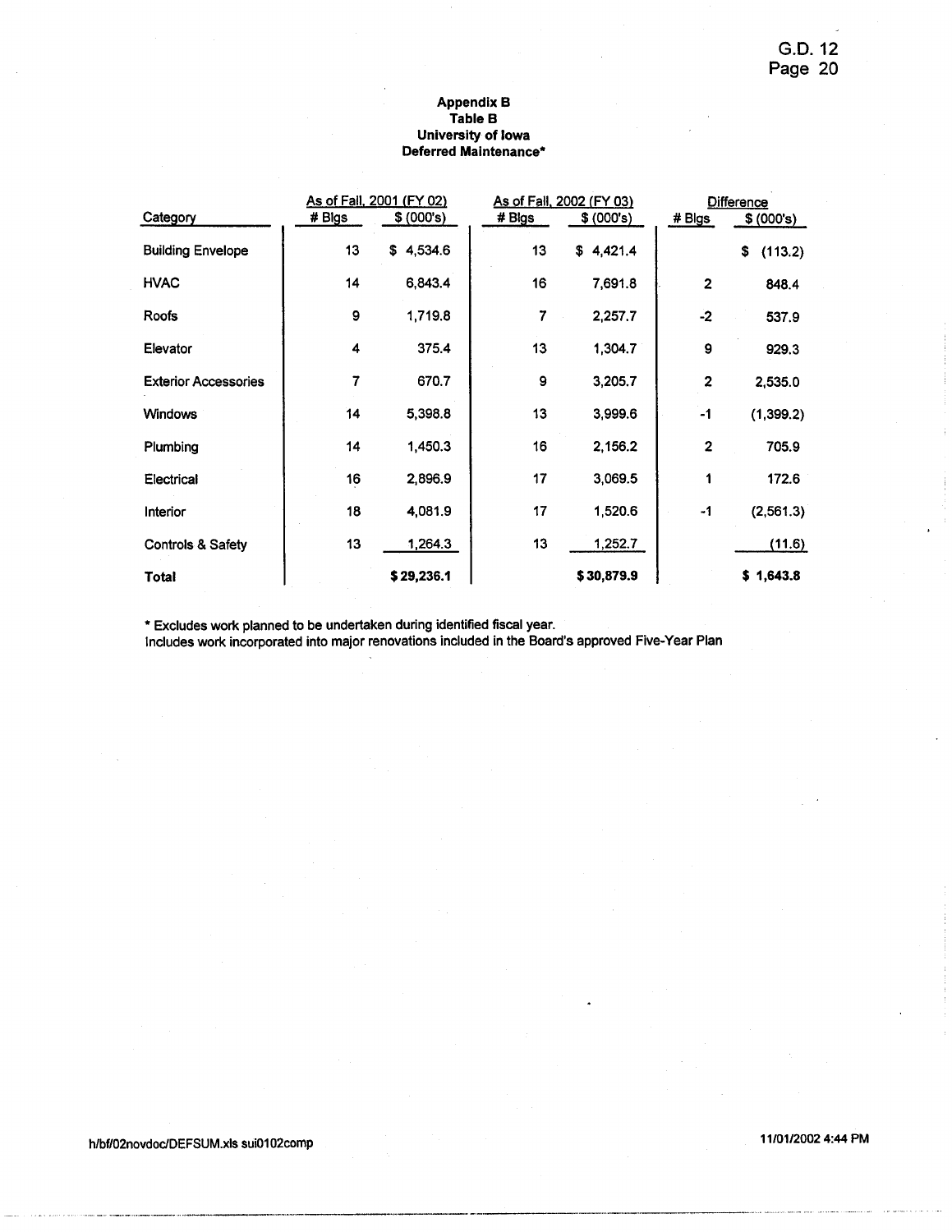**Appendix B**
**Table B**
**University of Iowa**
**Deferred Maintenance***

| Category | As of Fall, 2001 (FY 02) | | As of Fall, 2002 (FY 03) | | Difference | |
|---|---|---|---|---|---|---|
| | # Blgs | $ (000's) | # Blgs | $ (000's) | # Blgs | $ (000's) |
| Building Envelope | 13 | $ 4,534.6 | 13 | $ 4,421.4 | | $ (113.2) |
| HVAC | 14 | 6,843.4 | 16 | 7,691.8 | 2 | 848.4 |
| Roofs | 9 | 1,719.8 | 7 | 2,257.7 | -2 | 537.9 |
| Elevator | 4 | 375.4 | 13 | 1,304.7 | 9 | 929.3 |
| Exterior Accessories | 7 | 670.7 | 9 | 3,205.7 | 2 | 2,535.0 |
| Windows | 14 | 5,398.8 | 13 | 3,999.6 | -1 | (1,399.2) |
| Plumbing | 14 | 1,450.3 | 16 | 2,156.2 | 2 | 705.9 |
| Electrical | 16 | 2,896.9 | 17 | 3,069.5 | 1 | 172.6 |
| Interior | 18 | 4,081.9 | 17 | 1,520.6 | -1 | (2,561.3) |
| Controls & Safety | 13 | 1,264.3 | 13 | 1,252.7 | | (11.6) |
| **Total** | | **$ 29,236.1** | | **$ 30,879.9** | | **$ 1,643.8** |

* Excludes work planned to be undertaken during identified fiscal year.
Includes work incorporated into major renovations included in the Board's approved Five-Year Plan

h/bf/02novdoc/DEFSUM.xls sui0102comp

11/01/2002 4:44 PM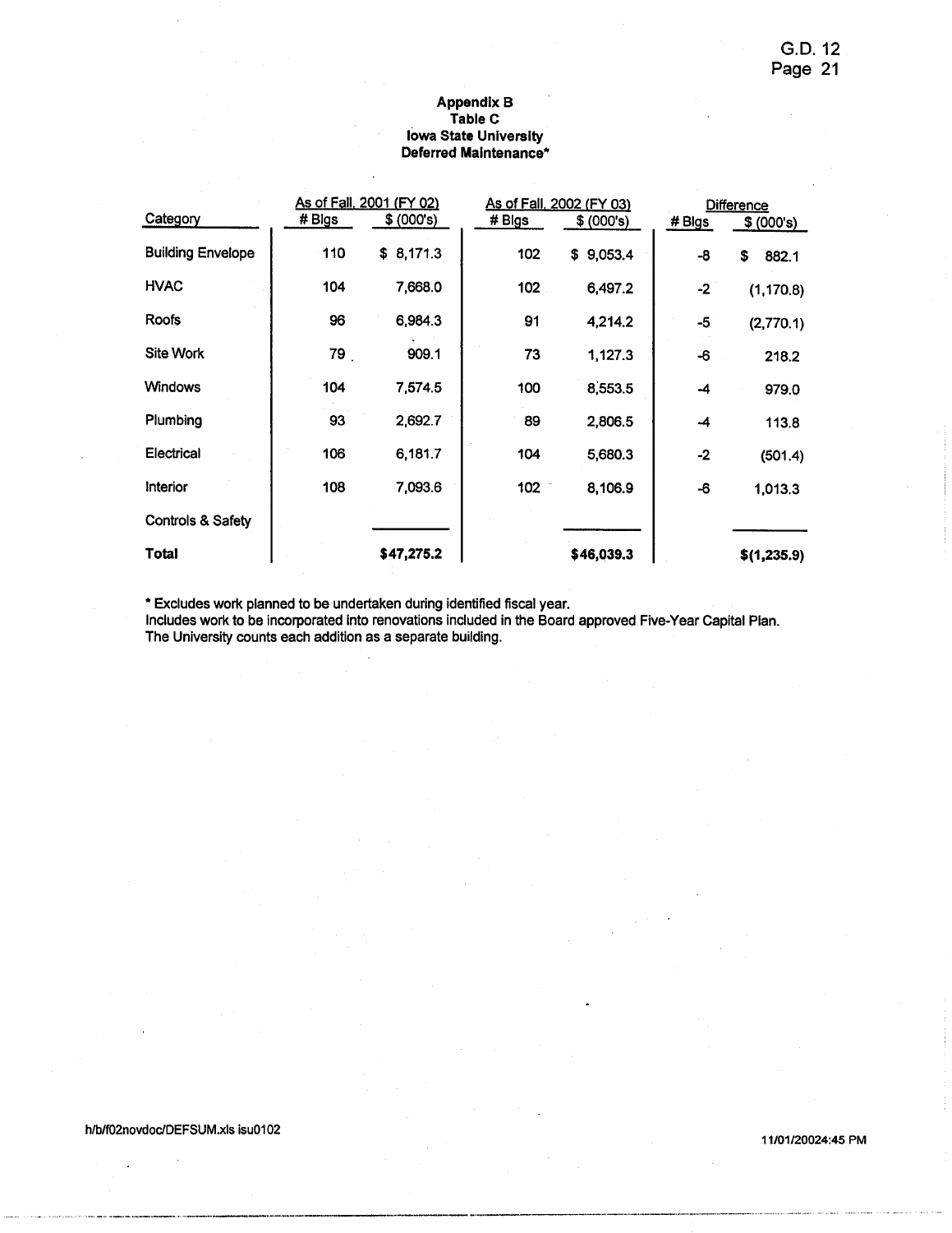**Appendix B**
**Table C**
**Iowa State University**
**Deferred Maintenance***

| Category | As of Fall, 2001 (FY 02) | | As of Fall, 2002 (FY 03) | | Difference | |
|---|---|---|---|---|---|---|
| | # Blgs | $ (000's) | # Blgs | $ (000's) | # Blgs | $ (000's) |
| Building Envelope | 110 | $ 8,171.3 | 102 | $ 9,053.4 | -8 | $ 882.1 |
| HVAC | 104 | 7,668.0 | 102 | 6,497.2 | -2 | (1,170.8) |
| Roofs | 96 | 6,984.3 | 91 | 4,214.2 | -5 | (2,770.1) |
| Site Work | 79 | 909.1 | 73 | 1,127.3 | -6 | 218.2 |
| Windows | 104 | 7,574.5 | 100 | 8,553.5 | -4 | 979.0 |
| Plumbing | 93 | 2,692.7 | 89 | 2,806.5 | -4 | 113.8 |
| Electrical | 106 | 6,181.7 | 104 | 5,680.3 | -2 | (501.4) |
| Interior | 108 | 7,093.6 | 102 | 8,106.9 | -6 | 1,013.3 |
| Controls & Safety | | | | | | |
| **Total** | | **$47,275.2** | | **$46,039.3** | | **$(1,235.9)** |

* Excludes work planned to be undertaken during identified fiscal year.
Includes work to be incorporated into renovations included in the Board approved Five-Year Capital Plan.
The University counts each addition as a separate building.

h/b/f02novdoc/DEFSUM.xls isu0102

11/01/20024:45 PM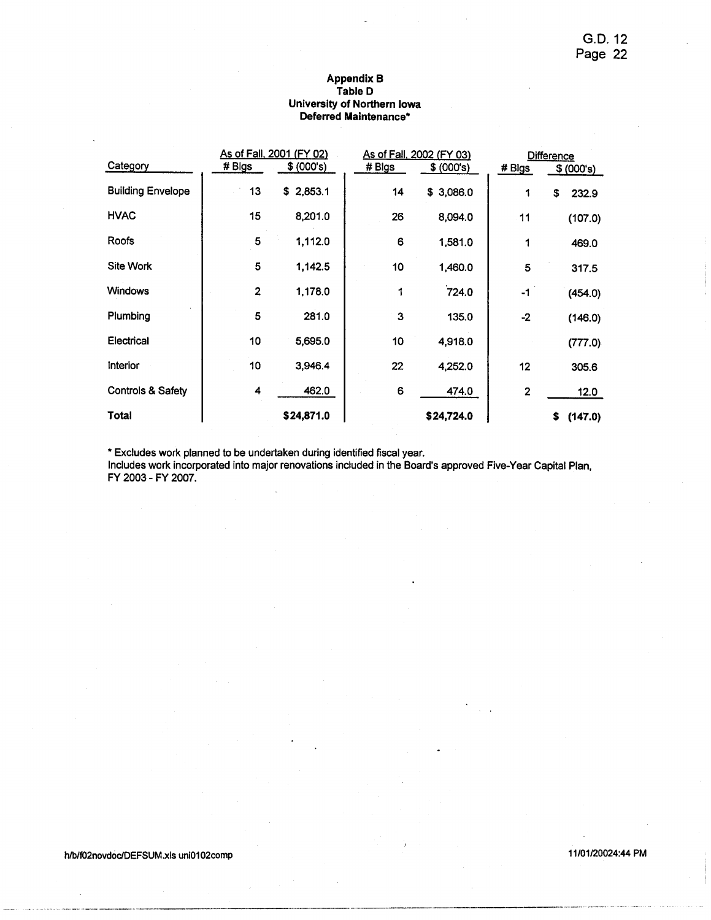**Appendix B**
**Table D**
**University of Northern Iowa**
**Deferred Maintenance***

| Category | As of Fall, 2001 (FY 02) | | As of Fall, 2002 (FY 03) | | Difference | |
|---|---|---|---|---|---|---|
| | # Blgs | $ (000's) | # Blgs | $ (000's) | # Blgs | $ (000's) |
| Building Envelope | 13 | $ 2,853.1 | 14 | $ 3,086.0 | 1 | $ 232.9 |
| HVAC | 15 | 8,201.0 | 26 | 8,094.0 | 11 | (107.0) |
| Roofs | 5 | 1,112.0 | 6 | 1,581.0 | 1 | 469.0 |
| Site Work | 5 | 1,142.5 | 10 | 1,460.0 | 5 | 317.5 |
| Windows | 2 | 1,178.0 | 1 | 724.0 | -1 | (454.0) |
| Plumbing | 5 | 281.0 | 3 | 135.0 | -2 | (146.0) |
| Electrical | 10 | 5,695.0 | 10 | 4,918.0 | | (777.0) |
| Interior | 10 | 3,946.4 | 22 | 4,252.0 | 12 | 305.6 |
| Controls & Safety | 4 | 462.0 | 6 | 474.0 | 2 | 12.0 |
| **Total** | | **$24,871.0** | | **$24,724.0** | | **$ (147.0)** |

* Excludes work planned to be undertaken during identified fiscal year.
Includes work incorporated into major renovations included in the Board's approved Five-Year Capital Plan, FY 2003 - FY 2007.

h/b/f02novdoc/DEFSUM.xls uni0102comp

11/01/20024:44 PM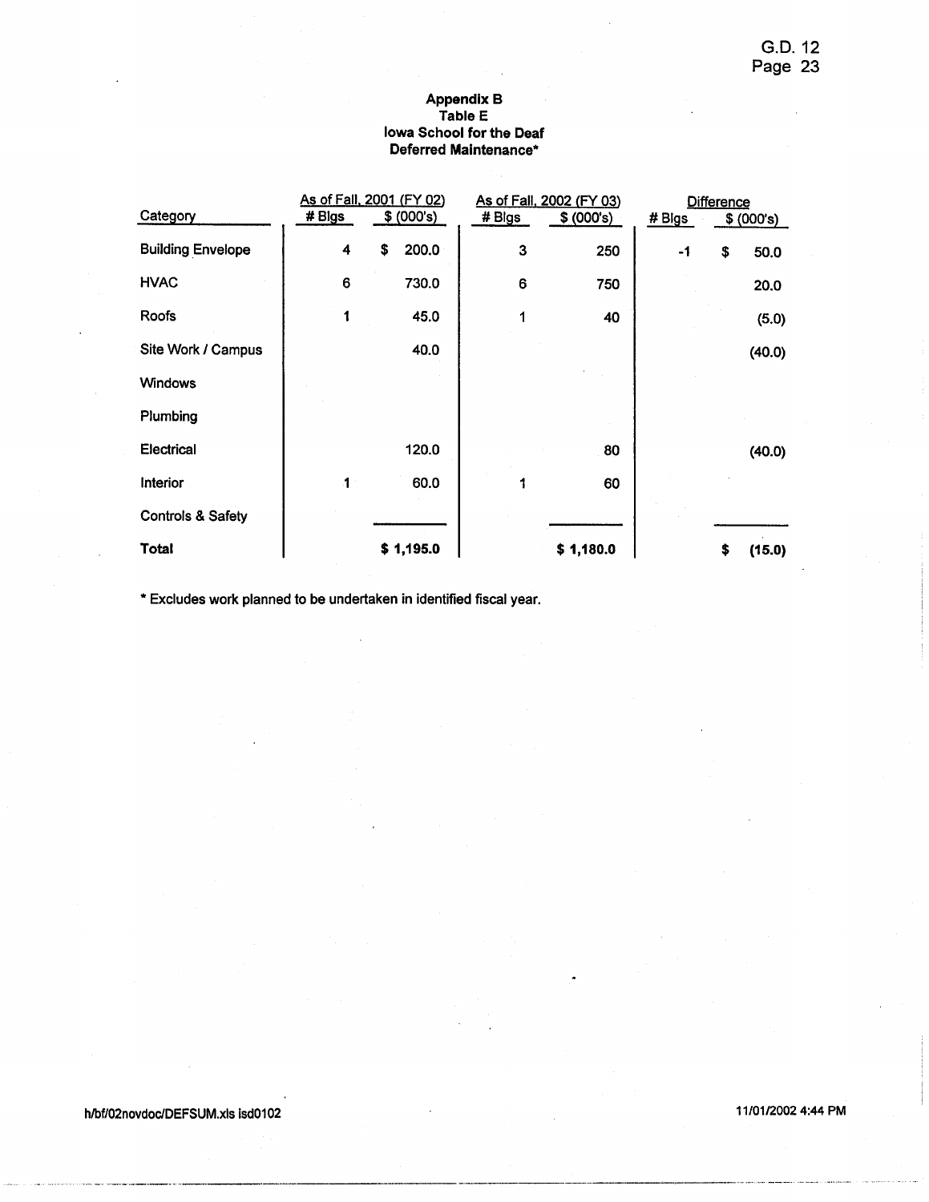## Appendix B
## Table E
## Iowa School for the Deaf
## Deferred Maintenance*

| Category | As of Fall, 2001 (FY 02) | | As of Fall, 2002 (FY 03) | | Difference | |
|---|---|---|---|---|---|---|
| | # Blgs | $ (000's) | # Blgs | $ (000's) | # Blgs | $ (000's) |
| Building Envelope | 4 | $ 200.0 | 3 | 250 | -1 | $ 50.0 |
| HVAC | 6 | 730.0 | 6 | 750 | | 20.0 |
| Roofs | 1 | 45.0 | 1 | 40 | | (5.0) |
| Site Work / Campus | | 40.0 | | | | (40.0) |
| Windows | | | | | | |
| Plumbing | | | | | | |
| Electrical | | 120.0 | | 80 | | (40.0) |
| Interior | 1 | 60.0 | 1 | 60 | | |
| Controls & Safety | | | | | | |
| **Total** | | **$ 1,195.0** | | **$ 1,180.0** | | **$ (15.0)** |

* Excludes work planned to be undertaken in identified fiscal year.

h/bf/02novdoc/DEFSUM.xls isd0102

11/01/2002 4:44 PM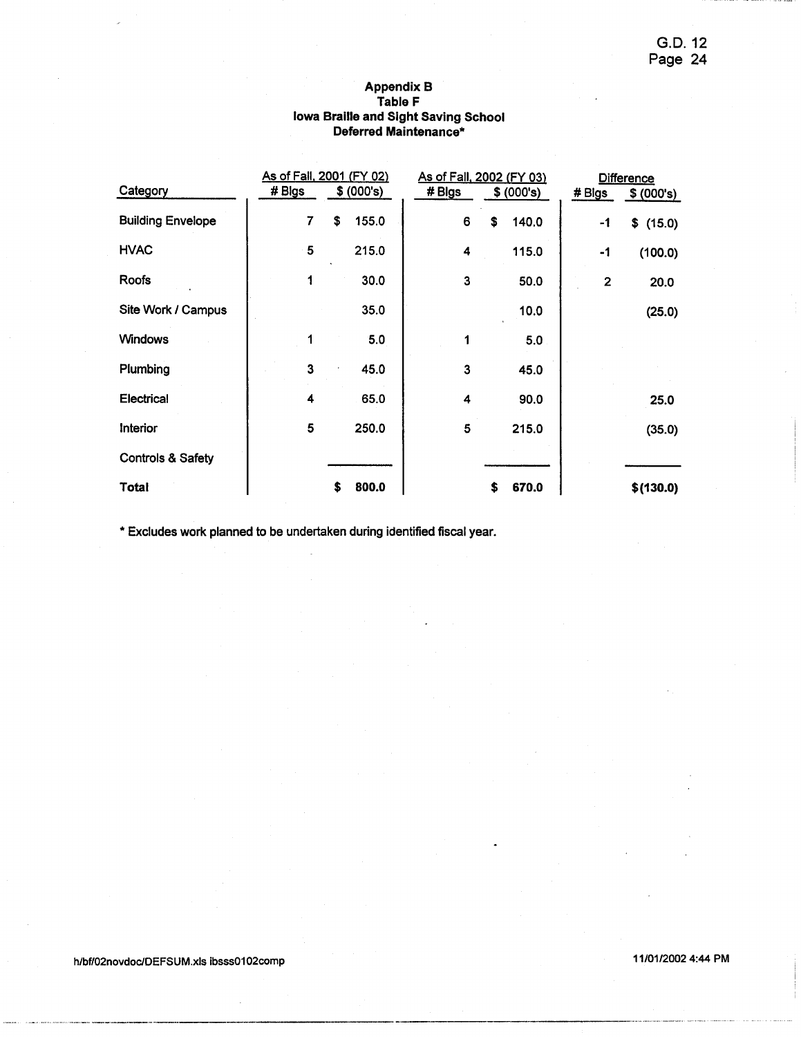**Appendix B**
**Table F**
**Iowa Braille and Sight Saving School**
**Deferred Maintenance***

| Category | As of Fall, 2001 (FY 02) | | As of Fall, 2002 (FY 03) | | Difference | |
|---|---|---|---|---|---|---|
| | # Blgs | $ (000's) | # Blgs | $ (000's) | # Blgs | $ (000's) |
| Building Envelope | 7 | $ 155.0 | 6 | $ 140.0 | -1 | $ (15.0) |
| HVAC | 5 | 215.0 | 4 | 115.0 | -1 | (100.0) |
| Roofs | 1 | 30.0 | 3 | 50.0 | 2 | 20.0 |
| Site Work / Campus | | 35.0 | | 10.0 | | (25.0) |
| Windows | 1 | 5.0 | 1 | 5.0 | | |
| Plumbing | 3 | 45.0 | 3 | 45.0 | | |
| Electrical | 4 | 65.0 | 4 | 90.0 | | 25.0 |
| Interior | 5 | 250.0 | 5 | 215.0 | | (35.0) |
| Controls & Safety | | | | | | |
| **Total** | | **$ 800.0** | | **$ 670.0** | | **$(130.0)** |

**\* Excludes work planned to be undertaken during identified fiscal year.**

h/bf/02novdoc/DEFSUM.xls ibsss0102comp

11/01/2002 4:44 PM